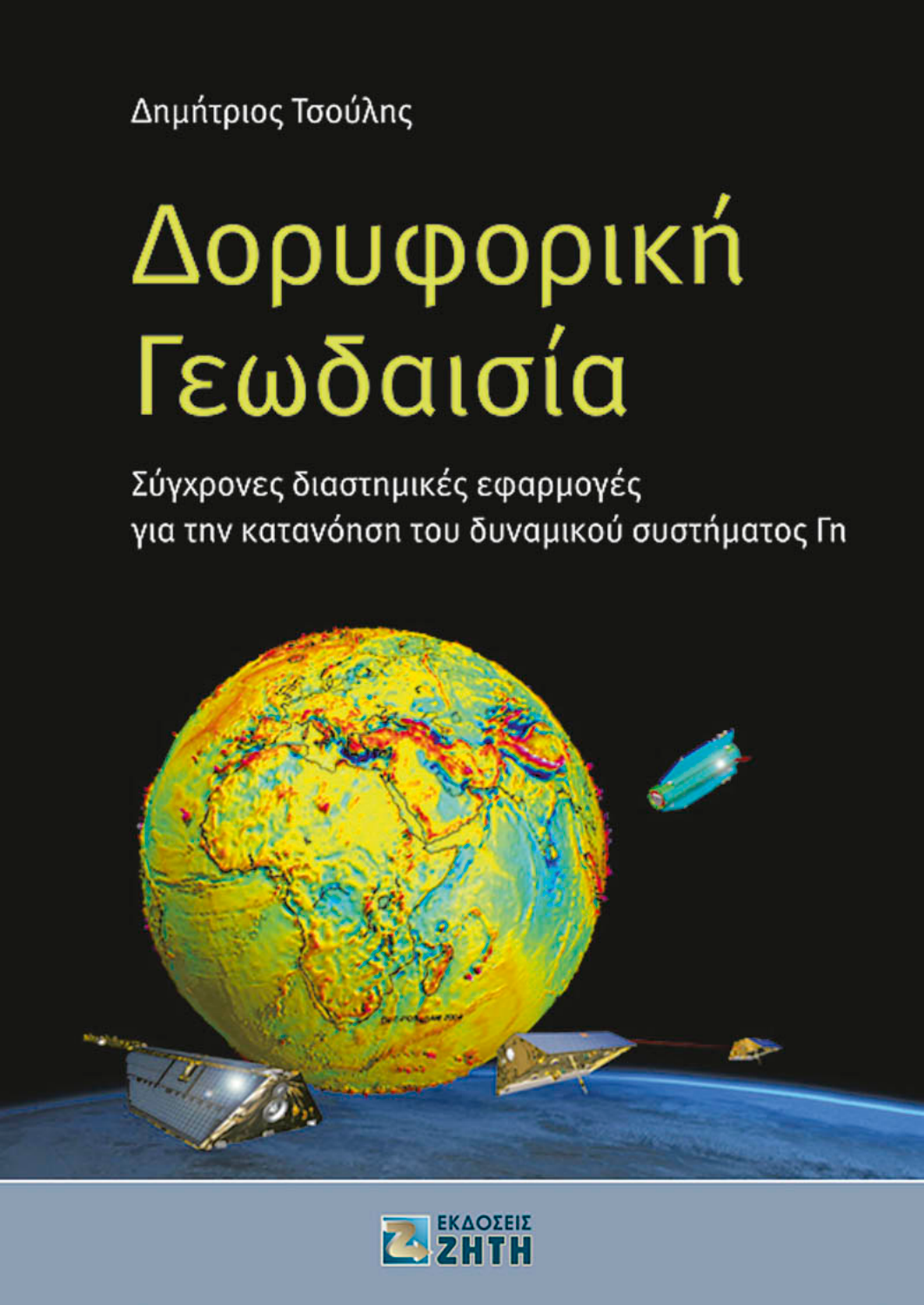Δημήτριος Τσούλης

# Δορυφορική Γεωδαισία

## Σύγχρονες διαστημικές εφαρμογές για την κατανόηση του δυναμικού συστήματος Γη

ΕΚΔΟΣΕΙΣ ΖΗΤΗ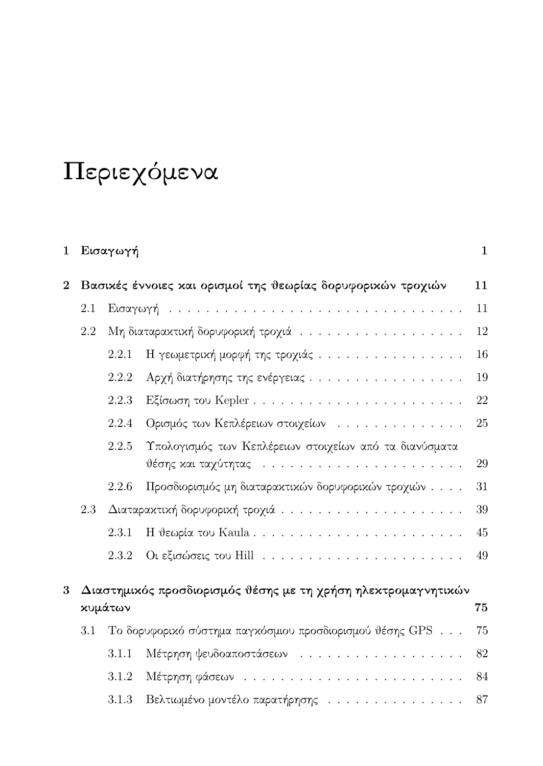# Περιεχόμενα

**1 Εισαγωγή** **1**

**2 Βασικές έννοιες και ορισμοί της θεωρίας δορυφορικών τροχιών** **11**

- 2.1 Εισαγωγή . . . . . . . . . . 11
- 2.2 Μη διαταρακτική δορυφορική τροχιά . . . . . . . . . . 12
  - 2.2.1 Η γεωμετρική μορφή της τροχιάς . . . . . . . . . . 16
  - 2.2.2 Αρχή διατήρησης της ενέργειας . . . . . . . . . . 19
  - 2.2.3 Εξίσωση του Kepler . . . . . . . . . . 22
  - 2.2.4 Ορισμός των Κεπλέρειων στοιχείων . . . . . . . . . . 25
  - 2.2.5 Υπολογισμός των Κεπλέρειων στοιχείων από τα διανύσματα θέσης και ταχύτητας . . . . . . . . . . 29
  - 2.2.6 Προσδιορισμός μη διαταρακτικών δορυφορικών τροχιών . . . . 31
- 2.3 Διαταρακτική δορυφορική τροχιά . . . . . . . . . . 39
  - 2.3.1 Η θεωρία του Kaula . . . . . . . . . . 45
  - 2.3.2 Οι εξισώσεις του Hill . . . . . . . . . . 49

**3 Διαστημικός προσδιορισμός θέσης με τη χρήση ηλεκτρομαγνητικών κυμάτων** **75**

- 3.1 Το δορυφορικό σύστημα παγκόσμιου προσδιορισμού θέσης GPS . . . 75
  - 3.1.1 Μέτρηση ψευδοαποστάσεων . . . . . . . . . . 82
  - 3.1.2 Μέτρηση φάσεων . . . . . . . . . . 84
  - 3.1.3 Βελτιωμένο μοντέλο παρατήρησης . . . . . . . . . . 87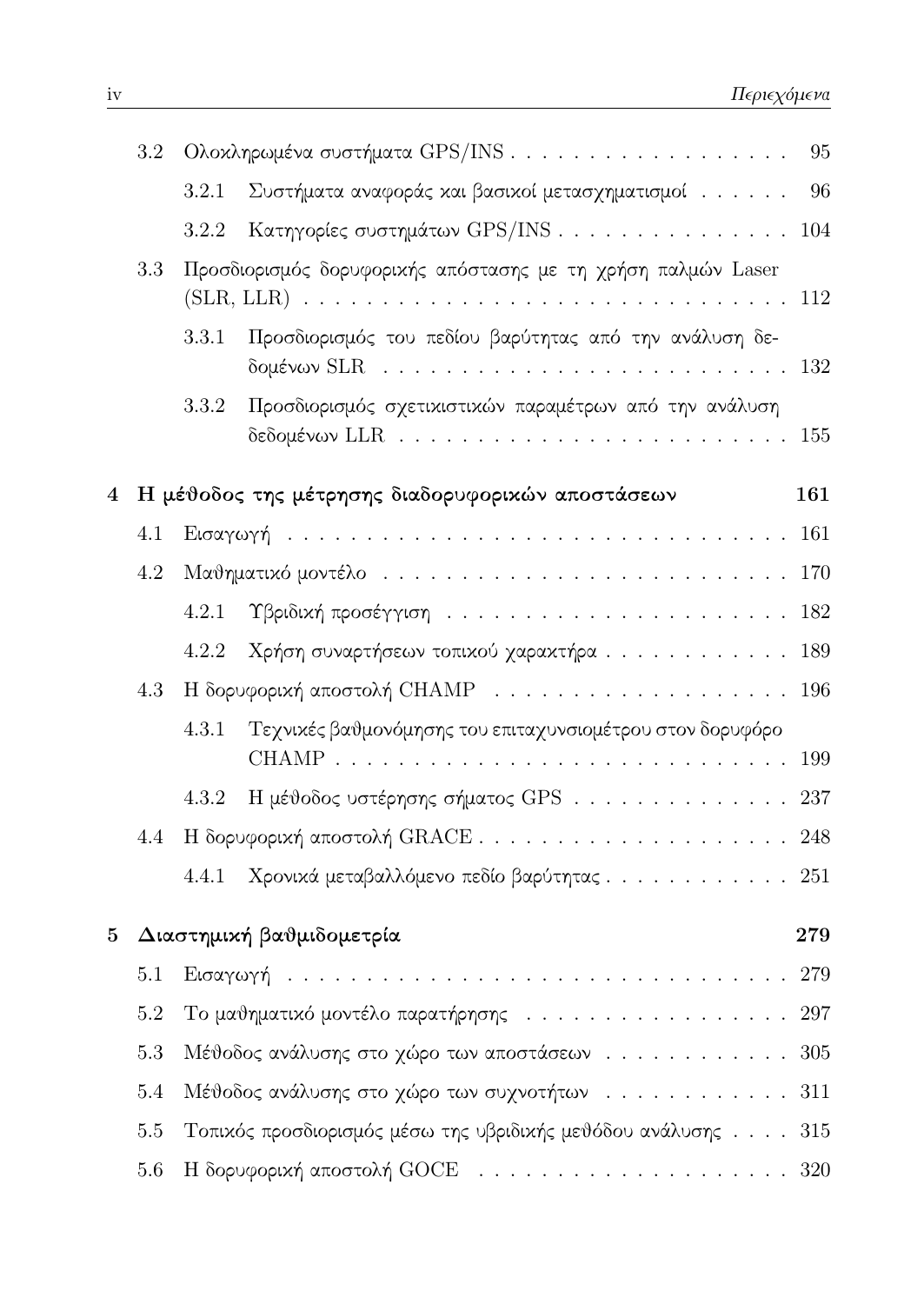- 3.2 Ολοκληρωμένα συστήματα GPS/INS . . . 95
  - 3.2.1 Συστήματα αναφοράς και βασικοί μετασχηματισμοί . . . 96
  - 3.2.2 Κατηγορίες συστημάτων GPS/INS . . . 104
- 3.3 Προσδιορισμός δορυφορικής απόστασης με τη χρήση παλμών Laser (SLR, LLR) . . . 112
  - 3.3.1 Προσδιορισμός του πεδίου βαρύτητας από την ανάλυση δεδομένων SLR . . . 132
  - 3.3.2 Προσδιορισμός σχετικιστικών παραμέτρων από την ανάλυση δεδομένων LLR . . . 155

**4 Η μέθοδος της μέτρησης διαδορυφορικών αποστάσεων . . . 161**

- 4.1 Εισαγωγή . . . 161
- 4.2 Μαθηματικό μοντέλο . . . 170
  - 4.2.1 Υβριδική προσέγγιση . . . 182
  - 4.2.2 Χρήση συναρτήσεων τοπικού χαρακτήρα . . . 189
- 4.3 Η δορυφορική αποστολή CHAMP . . . 196
  - 4.3.1 Τεχνικές βαθμονόμησης του επιταχυνσιομέτρου στον δορυφόρο CHAMP . . . 199
  - 4.3.2 Η μέθοδος υστέρησης σήματος GPS . . . 237
- 4.4 Η δορυφορική αποστολή GRACE . . . 248
  - 4.4.1 Χρονικά μεταβαλλόμενο πεδίο βαρύτητας . . . 251

**5 Διαστημική βαθμιδομετρία . . . 279**

- 5.1 Εισαγωγή . . . 279
- 5.2 Το μαθηματικό μοντέλο παρατήρησης . . . 297
- 5.3 Μέθοδος ανάλυσης στο χώρο των αποστάσεων . . . 305
- 5.4 Μέθοδος ανάλυσης στο χώρο των συχνοτήτων . . . 311
- 5.5 Τοπικός προσδιορισμός μέσω της υβριδικής μεθόδου ανάλυσης . . . 315
- 5.6 Η δορυφορική αποστολή GOCE . . . 320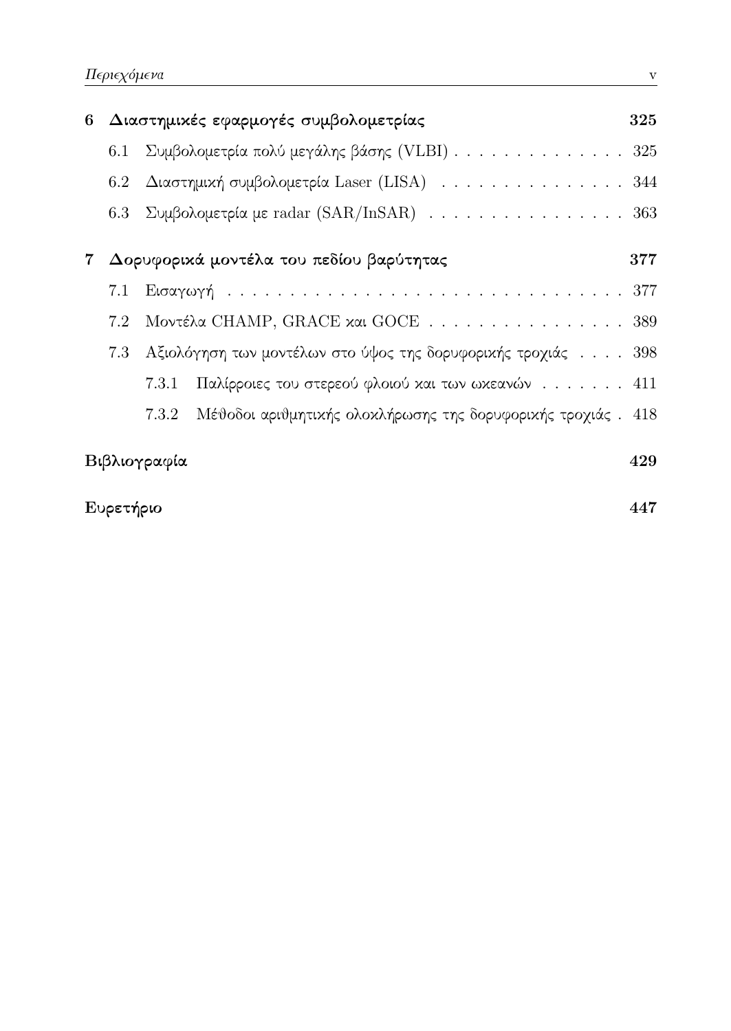**6 Διαστημικές εφαρμογές συμβολομετρίας** 325

- 6.1 Συμβολομετρία πολύ μεγάλης βάσης (VLBI) . . . . . . . . . . . . . . 325
- 6.2 Διαστημική συμβολομετρία Laser (LISA) . . . . . . . . . . . . . . . 344
- 6.3 Συμβολομετρία με radar (SAR/InSAR) . . . . . . . . . . . . . . . . 363

**7 Δορυφορικά μοντέλα του πεδίου βαρύτητας** 377

- 7.1 Εισαγωγή . . . . . . . . . . . . . . . . . . . . . . . . . . . . . . . . 377
- 7.2 Μοντέλα CHAMP, GRACE και GOCE . . . . . . . . . . . . . . . . 389
- 7.3 Αξιολόγηση των μοντέλων στο ύψος της δορυφορικής τροχιάς . . . . 398
  - 7.3.1 Παλίρροιες του στερεού φλοιού και των ωκεανών . . . . . . . 411
  - 7.3.2 Μέθοδοι αριθμητικής ολοκλήρωσης της δορυφορικής τροχιάς . 418

**Βιβλιογραφία** 429

**Ευρετήριο** 447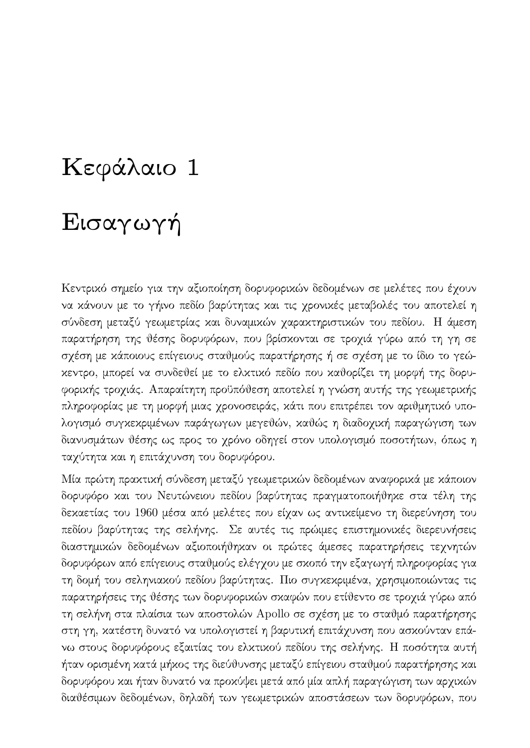# Κεφάλαιο 1

# Εισαγωγή

Κεντρικό σημείο για την αξιοποίηση δορυφορικών δεδομένων σε μελέτες που έχουν να κάνουν με το γήινο πεδίο βαρύτητας και τις χρονικές μεταβολές του αποτελεί η σύνδεση μεταξύ γεωμετρίας και δυναμικών χαρακτηριστικών του πεδίου. Η άμεση παρατήρηση της θέσης δορυφόρων, που βρίσκονται σε τροχιά γύρω από τη γη σε σχέση με κάποιους επίγειους σταθμούς παρατήρησης ή σε σχέση με το ίδιο το γεώκεντρο, μπορεί να συνδεθεί με το ελκτικό πεδίο που καθορίζει τη μορφή της δορυφορικής τροχιάς. Απαραίτητη προϋπόθεση αποτελεί η γνώση αυτής της γεωμετρικής πληροφορίας με τη μορφή μιας χρονοσειράς, κάτι που επιτρέπει τον αριθμητικό υπολογισμό συγκεκριμένων παράγωγων μεγεθών, καθώς η διαδοχική παραγώγιση των διανυσμάτων θέσης ως προς το χρόνο οδηγεί στον υπολογισμό ποσοτήτων, όπως η ταχύτητα και η επιτάχυνση του δορυφόρου.

Μία πρώτη πρακτική σύνδεση μεταξύ γεωμετρικών δεδομένων αναφορικά με κάποιον δορυφόρο και του Νευτώνειου πεδίου βαρύτητας πραγματοποιήθηκε στα τέλη της δεκαετίας του 1960 μέσα από μελέτες που είχαν ως αντικείμενο τη διερεύνηση του πεδίου βαρύτητας της σελήνης. Σε αυτές τις πρώιμες επιστημονικές διερευνήσεις διαστημικών δεδομένων αξιοποιήθηκαν οι πρώτες άμεσες παρατηρήσεις τεχνητών δορυφόρων από επίγειους σταθμούς ελέγχου με σκοπό την εξαγωγή πληροφορίας για τη δομή του σεληνιακού πεδίου βαρύτητας. Πιο συγκεκριμένα, χρησιμοποιώντας τις παρατηρήσεις της θέσης των δορυφορικών σκαφών που ετίθεντο σε τροχιά γύρω από τη σελήνη στα πλαίσια των αποστολών Apollo σε σχέση με το σταθμό παρατήρησης στη γη, κατέστη δυνατό να υπολογιστεί η βαρυτική επιτάχυνση που ασκούνταν επάνω στους δορυφόρους εξαιτίας του ελκτικού πεδίου της σελήνης. Η ποσότητα αυτή ήταν ορισμένη κατά μήκος της διεύθυνσης μεταξύ επίγειου σταθμού παρατήρησης και δορυφόρου και ήταν δυνατό να προκύψει μετά από μία απλή παραγώγιση των αρχικών διαθέσιμων δεδομένων, δηλαδή των γεωμετρικών αποστάσεων των δορυφόρων, που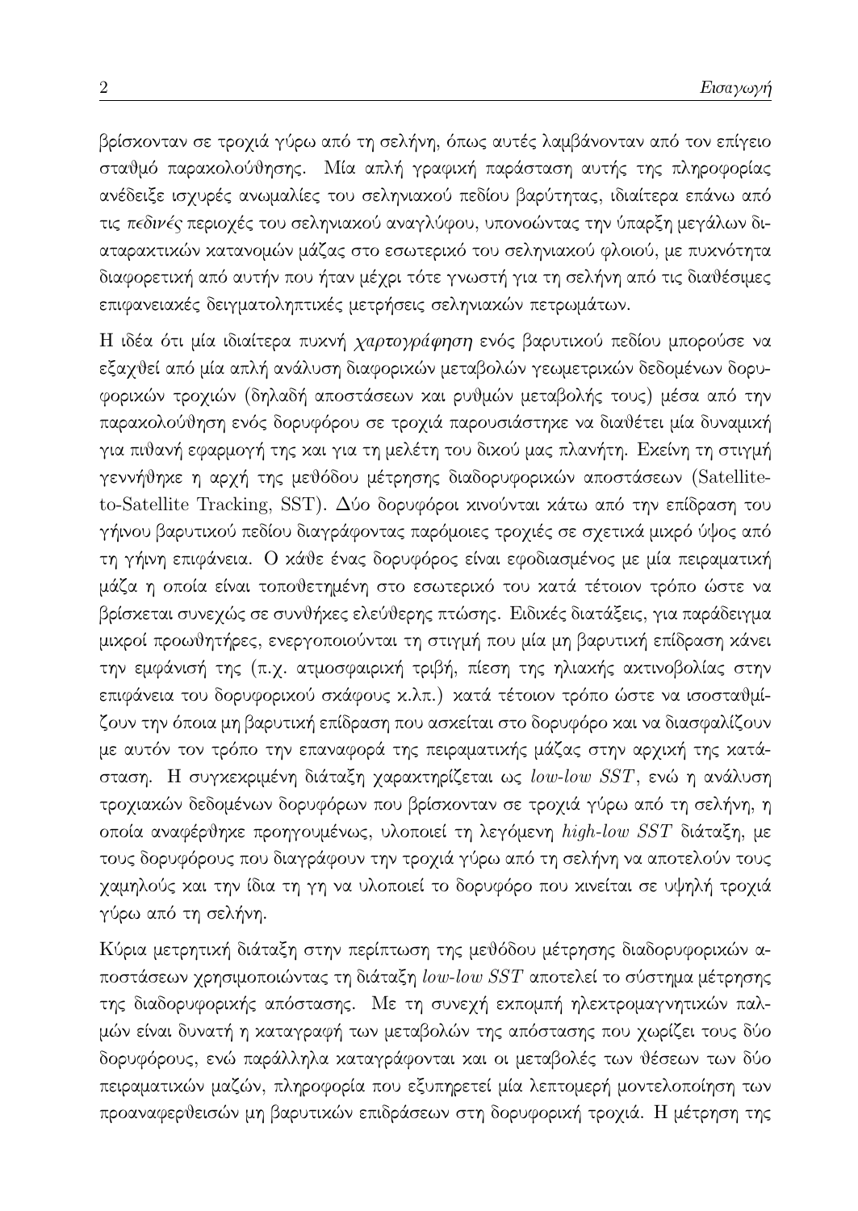βρίσκονταν σε τροχιά γύρω από τη σελήνη, όπως αυτές λαμβάνονταν από τον επίγειο σταθμό παρακολούθησης. Μία απλή γραφική παράσταση αυτής της πληροφορίας ανέδειξε ισχυρές ανωμαλίες του σεληνιακού πεδίου βαρύτητας, ιδιαίτερα επάνω από τις *πεδινές* περιοχές του σεληνιακού αναγλύφου, υπονοώντας την ύπαρξη μεγάλων διαταρακτικών κατανομών μάζας στο εσωτερικό του σεληνιακού φλοιού, με πυκνότητα διαφορετική από αυτήν που ήταν μέχρι τότε γνωστή για τη σελήνη από τις διαθέσιμες επιφανειακές δειγματοληπτικές μετρήσεις σεληνιακών πετρωμάτων.

Η ιδέα ότι μία ιδιαίτερα πυκνή *χαρτογράφηση* ενός βαρυτικού πεδίου μπορούσε να εξαχθεί από μία απλή ανάλυση διαφορικών μεταβολών γεωμετρικών δεδομένων δορυφορικών τροχιών (δηλαδή αποστάσεων και ρυθμών μεταβολής τους) μέσα από την παρακολούθηση ενός δορυφόρου σε τροχιά παρουσιάστηκε να διαθέτει μία δυναμική για πιθανή εφαρμογή της και για τη μελέτη του δικού μας πλανήτη. Εκείνη τη στιγμή γεννήθηκε η αρχή της μεθόδου μέτρησης διαδορυφορικών αποστάσεων (Satellite-to-Satellite Tracking, SST). Δύο δορυφόροι κινούνται κάτω από την επίδραση του γήινου βαρυτικού πεδίου διαγράφοντας παρόμοιες τροχιές σε σχετικά μικρό ύψος από τη γήινη επιφάνεια. Ο κάθε ένας δορυφόρος είναι εφοδιασμένος με μία πειραματική μάζα η οποία είναι τοποθετημένη στο εσωτερικό του κατά τέτοιον τρόπο ώστε να βρίσκεται συνεχώς σε συνθήκες ελεύθερης πτώσης. Ειδικές διατάξεις, για παράδειγμα μικροί προωθητήρες, ενεργοποιούνται τη στιγμή που μία μη βαρυτική επίδραση κάνει την εμφάνισή της (π.χ. ατμοσφαιρική τριβή, πίεση της ηλιακής ακτινοβολίας στην επιφάνεια του δορυφορικού σκάφους κ.λπ.) κατά τέτοιον τρόπο ώστε να ισοσταθμίζουν την όποια μη βαρυτική επίδραση που ασκείται στο δορυφόρο και να διασφαλίζουν με αυτόν τον τρόπο την επαναφορά της πειραματικής μάζας στην αρχική της κατάσταση. Η συγκεκριμένη διάταξη χαρακτηρίζεται ως *low-low SST*, ενώ η ανάλυση τροχιακών δεδομένων δορυφόρων που βρίσκονταν σε τροχιά γύρω από τη σελήνη, η οποία αναφέρθηκε προηγουμένως, υλοποιεί τη λεγόμενη *high-low SST* διάταξη, με τους δορυφόρους που διαγράφουν την τροχιά γύρω από τη σελήνη να αποτελούν τους χαμηλούς και την ίδια τη γη να υλοποιεί το δορυφόρο που κινείται σε υψηλή τροχιά γύρω από τη σελήνη.

Κύρια μετρητική διάταξη στην περίπτωση της μεθόδου μέτρησης διαδορυφορικών αποστάσεων χρησιμοποιώντας τη διάταξη *low-low SST* αποτελεί το σύστημα μέτρησης της διαδορυφορικής απόστασης. Με τη συνεχή εκπομπή ηλεκτρομαγνητικών παλμών είναι δυνατή η καταγραφή των μεταβολών της απόστασης που χωρίζει τους δύο δορυφόρους, ενώ παράλληλα καταγράφονται και οι μεταβολές των θέσεων των δύο πειραματικών μαζών, πληροφορία που εξυπηρετεί μία λεπτομερή μοντελοποίηση των προαναφερθεισών μη βαρυτικών επιδράσεων στη δορυφορική τροχιά. Η μέτρηση της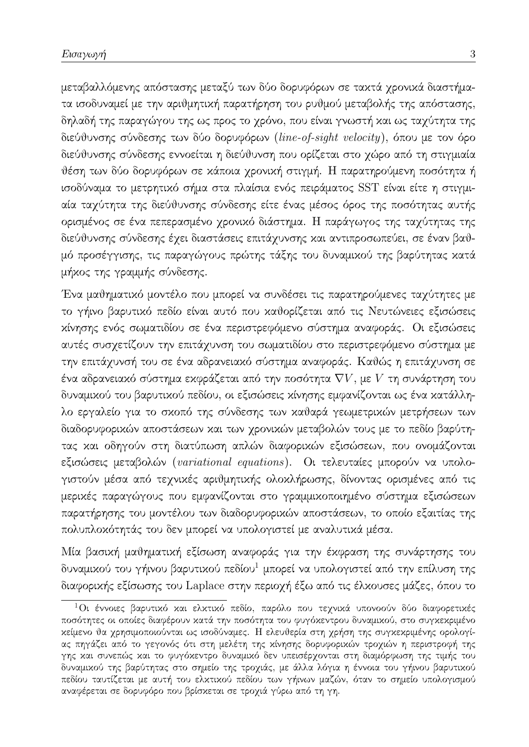μεταβαλλόμενης απόστασης μεταξύ των δύο δορυφόρων σε τακτά χρονικά διαστήματα ισοδυναμεί με την αριθμητική παρατήρηση του ρυθμού μεταβολής της απόστασης, δηλαδή της παραγώγου της ως προς το χρόνο, που είναι γνωστή και ως ταχύτητα της διεύθυνσης σύνδεσης των δύο δορυφόρων (*line-of-sight velocity*), όπου με τον όρο διεύθυνσης σύνδεσης εννοείται η διεύθυνση που ορίζεται στο χώρο από τη στιγμιαία θέση των δύο δορυφόρων σε κάποια χρονική στιγμή. Η παρατηρούμενη ποσότητα ή ισοδύναμα το μετρητικό σήμα στα πλαίσια ενός πειράματος SST είναι είτε η στιγμιαία ταχύτητα της διεύθυνσης σύνδεσης είτε ένας μέσος όρος της ποσότητας αυτής ορισμένος σε ένα πεπερασμένο χρονικό διάστημα. Η παράγωγος της ταχύτητας της διεύθυνσης σύνδεσης έχει διαστάσεις επιτάχυνσης και αντιπροσωπεύει, σε έναν βαθμό προσέγγισης, τις παραγώγους πρώτης τάξης του δυναμικού της βαρύτητας κατά μήκος της γραμμής σύνδεσης.

Ένα μαθηματικό μοντέλο που μπορεί να συνδέσει τις παρατηρούμενες ταχύτητες με το γήινο βαρυτικό πεδίο είναι αυτό που καθορίζεται από τις Νευτώνειες εξισώσεις κίνησης ενός σωματιδίου σε ένα περιστρεφόμενο σύστημα αναφοράς. Οι εξισώσεις αυτές συσχετίζουν την επιτάχυνση του σωματιδίου στο περιστρεφόμενο σύστημα με την επιτάχυνσή του σε ένα αδρανειακό σύστημα αναφοράς. Καθώς η επιτάχυνση σε ένα αδρανειακό σύστημα εκφράζεται από την ποσότητα $\nabla V$, με $V$ τη συνάρτηση του δυναμικού του βαρυτικού πεδίου, οι εξισώσεις κίνησης εμφανίζονται ως ένα κατάλληλο εργαλείο για το σκοπό της σύνδεσης των καθαρά γεωμετρικών μετρήσεων των διαδορυφορικών αποστάσεων και των χρονικών μεταβολών τους με το πεδίο βαρύτητας και οδηγούν στη διατύπωση απλών διαφορικών εξισώσεων, που ονομάζονται εξισώσεις μεταβολών (*variational equations*). Οι τελευταίες μπορούν να υπολογιστούν μέσα από τεχνικές αριθμητικής ολοκλήρωσης, δίνοντας ορισμένες από τις μερικές παραγώγους που εμφανίζονται στο γραμμικοποιημένο σύστημα εξισώσεων παρατήρησης του μοντέλου των διαδορυφορικών αποστάσεων, το οποίο εξαιτίας της πολυπλοκότητάς του δεν μπορεί να υπολογιστεί με αναλυτικά μέσα.

Μία βασική μαθηματική εξίσωση αναφοράς για την έκφραση της συνάρτησης του δυναμικού του γήινου βαρυτικού πεδίου[1] μπορεί να υπολογιστεί από την επίλυση της διαφορικής εξίσωσης του Laplace στην περιοχή έξω από τις έλκουσες μάζες, όπου το

---

[1] Οι έννοιες βαρυτικό και ελκτικό πεδίο, παρόλο που τεχνικά υπονοούν δύο διαφορετικές ποσότητες οι οποίες διαφέρουν κατά την ποσότητα του φυγόκεντρου δυναμικού, στο συγκεκριμένο κείμενο θα χρησιμοποιούνται ως ισοδύναμες. Η ελευθερία στη χρήση της συγκεκριμένης ορολογίας πηγάζει από το γεγονός ότι στη μελέτη της κίνησης δορυφορικών τροχιών η περιστροφή της γης και συνεπώς και το φυγόκεντρο δυναμικό δεν υπεισέρχονται στη διαμόρφωση της τιμής του δυναμικού της βαρύτητας στο σημείο της τροχιάς, με άλλα λόγια η έννοια του γήινου βαρυτικού πεδίου ταυτίζεται με αυτή του ελκτικού πεδίου των γήινων μαζών, όταν το σημείο υπολογισμού αναφέρεται σε δορυφόρο που βρίσκεται σε τροχιά γύρω από τη γη.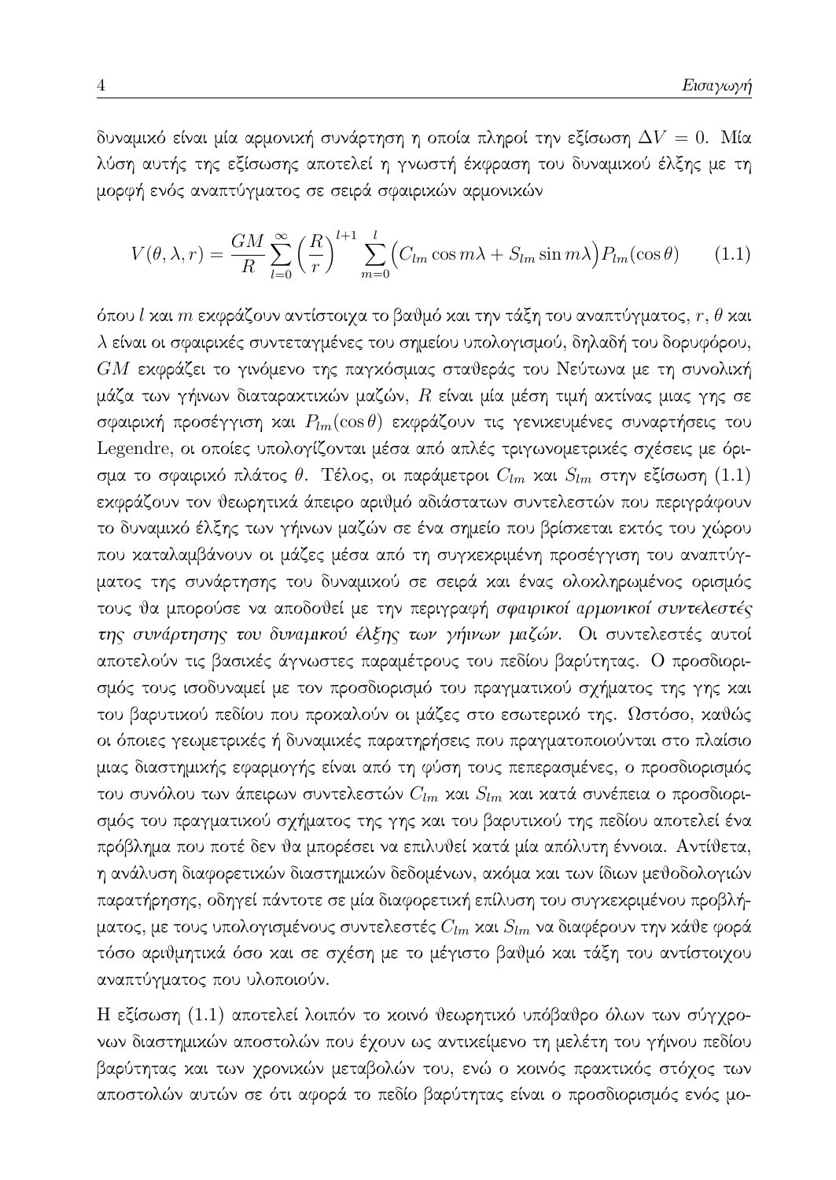δυναμικό είναι μία αρμονική συνάρτηση η οποία πληροί την εξίσωση $\Delta V = 0$. Μία λύση αυτής της εξίσωσης αποτελεί η γνωστή έκφραση του δυναμικού έλξης με τη μορφή ενός αναπτύγματος σε σειρά σφαιρικών αρμονικών

$$V(\theta, \lambda, r) = \frac{GM}{R} \sum_{l=0}^{\infty} \left(\frac{R}{r}\right)^{l+1} \sum_{m=0}^{l} \Big(C_{lm} \cos m\lambda + S_{lm} \sin m\lambda\Big) P_{lm}(\cos\theta) \qquad (1.1)$$

όπου $l$ και $m$ εκφράζουν αντίστοιχα το βαθμό και την τάξη του αναπτύγματος, $r$, $\theta$ και $\lambda$ είναι οι σφαιρικές συντεταγμένες του σημείου υπολογισμού, δηλαδή του δορυφόρου, $GM$ εκφράζει το γινόμενο της παγκόσμιας σταθεράς του Νεύτωνα με τη συνολική μάζα των γήινων διαταρακτικών μαζών, $R$ είναι μία μέση τιμή ακτίνας μιας γης σε σφαιρική προσέγγιση και $P_{lm}(\cos\theta)$ εκφράζουν τις γενικευμένες συναρτήσεις του Legendre, οι οποίες υπολογίζονται μέσα από απλές τριγωνομετρικές σχέσεις με όρισμα το σφαιρικό πλάτος $\theta$. Τέλος, οι παράμετροι $C_{lm}$ και $S_{lm}$ στην εξίσωση (1.1) εκφράζουν τον θεωρητικά άπειρο αριθμό αδιάστατων συντελεστών που περιγράφουν το δυναμικό έλξης των γήινων μαζών σε ένα σημείο που βρίσκεται εκτός του χώρου που καταλαμβάνουν οι μάζες μέσα από τη συγκεκριμένη προσέγγιση του αναπτύγματος της συνάρτησης του δυναμικού σε σειρά και ένας ολοκληρωμένος ορισμός τους θα μπορούσε να αποδοθεί με την περιγραφή *σφαιρικοί αρμονικοί συντελεστές της συνάρτησης του δυναμικού έλξης των γήινων μαζών*. Οι συντελεστές αυτοί αποτελούν τις βασικές άγνωστες παραμέτρους του πεδίου βαρύτητας. Ο προσδιορισμός τους ισοδυναμεί με τον προσδιορισμό του πραγματικού σχήματος της γης και του βαρυτικού πεδίου που προκαλούν οι μάζες στο εσωτερικό της. Ωστόσο, καθώς οι όποιες γεωμετρικές ή δυναμικές παρατηρήσεις που πραγματοποιούνται στο πλαίσιο μιας διαστημικής εφαρμογής είναι από τη φύση τους πεπερασμένες, ο προσδιορισμός του συνόλου των άπειρων συντελεστών $C_{lm}$ και $S_{lm}$ και κατά συνέπεια ο προσδιορισμός του πραγματικού σχήματος της γης και του βαρυτικού της πεδίου αποτελεί ένα πρόβλημα που ποτέ δεν θα μπορέσει να επιλυθεί κατά μία απόλυτη έννοια. Αντίθετα, η ανάλυση διαφορετικών διαστημικών δεδομένων, ακόμα και των ίδιων μεθοδολογιών παρατήρησης, οδηγεί πάντοτε σε μία διαφορετική επίλυση του συγκεκριμένου προβλήματος, με τους υπολογισμένους συντελεστές $C_{lm}$ και $S_{lm}$ να διαφέρουν την κάθε φορά τόσο αριθμητικά όσο και σε σχέση με το μέγιστο βαθμό και τάξη του αντίστοιχου αναπτύγματος που υλοποιούν.

Η εξίσωση (1.1) αποτελεί λοιπόν το κοινό θεωρητικό υπόβαθρο όλων των σύγχρονων διαστημικών αποστολών που έχουν ως αντικείμενο τη μελέτη του γήινου πεδίου βαρύτητας και των χρονικών μεταβολών του, ενώ ο κοινός πρακτικός στόχος των αποστολών αυτών σε ότι αφορά το πεδίο βαρύτητας είναι ο προσδιορισμός ενός μο-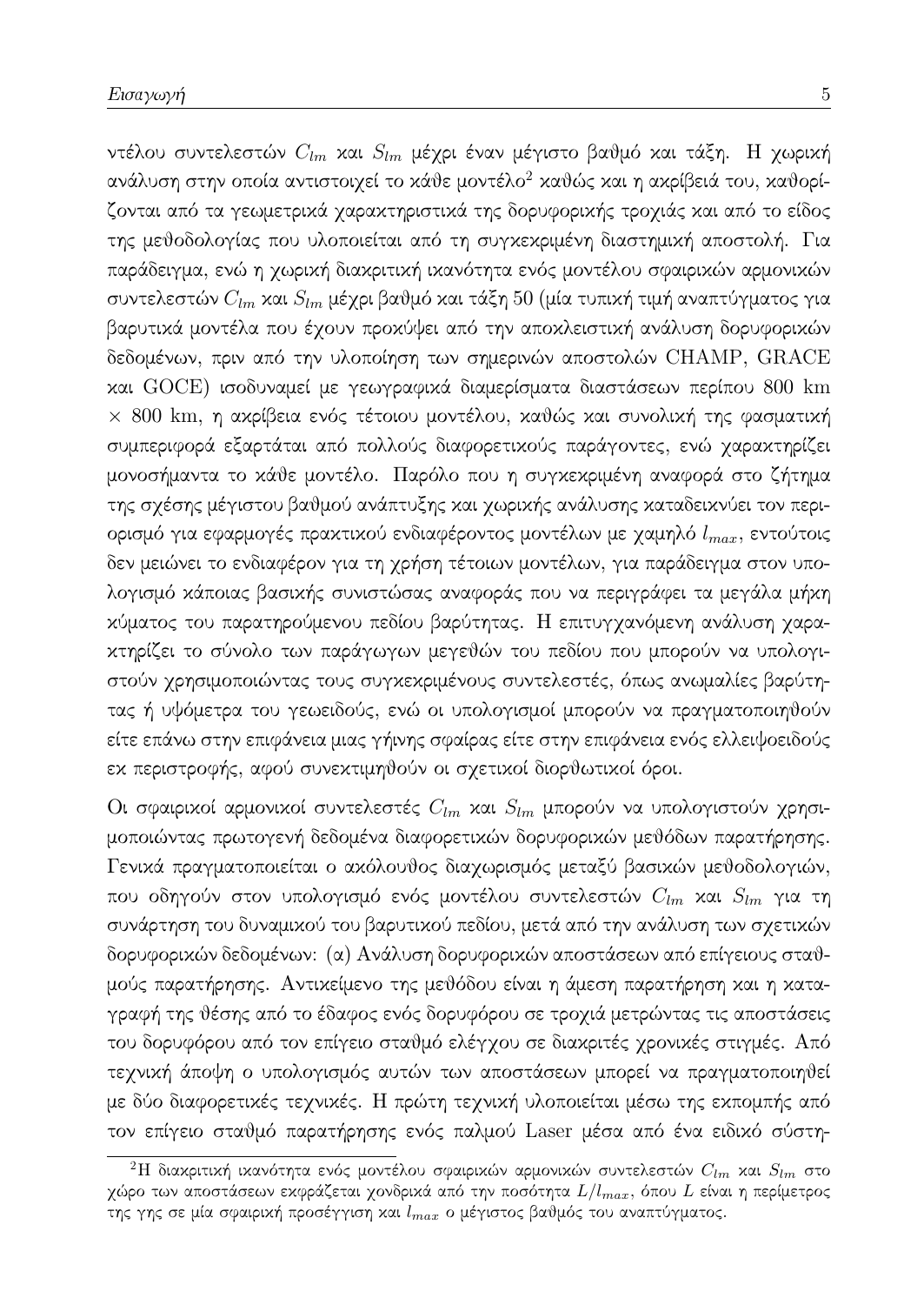ντέλου συντελεστών $C_{lm}$ και $S_{lm}$ μέχρι έναν μέγιστο βαθμό και τάξη. Η χωρική ανάλυση στην οποία αντιστοιχεί το κάθε μοντέλο[2] καθώς και η ακρίβειά του, καθορίζονται από τα γεωμετρικά χαρακτηριστικά της δορυφορικής τροχιάς και από το είδος της μεθοδολογίας που υλοποιείται από τη συγκεκριμένη διαστημική αποστολή. Για παράδειγμα, ενώ η χωρική διακριτική ικανότητα ενός μοντέλου σφαιρικών αρμονικών συντελεστών $C_{lm}$ και $S_{lm}$ μέχρι βαθμό και τάξη 50 (μία τυπική τιμή αναπτύγματος για βαρυτικά μοντέλα που έχουν προκύψει από την αποκλειστική ανάλυση δορυφορικών δεδομένων, πριν από την υλοποίηση των σημερινών αποστολών CHAMP, GRACE και GOCE) ισοδυναμεί με γεωγραφικά διαμερίσματα διαστάσεων περίπου 800 km × 800 km, η ακρίβεια ενός τέτοιου μοντέλου, καθώς και συνολική της φασματική συμπεριφορά εξαρτάται από πολλούς διαφορετικούς παράγοντες, ενώ χαρακτηρίζει μονοσήμαντα το κάθε μοντέλο. Παρόλο που η συγκεκριμένη αναφορά στο ζήτημα της σχέσης μέγιστου βαθμού ανάπτυξης και χωρικής ανάλυσης καταδεικνύει τον περιορισμό για εφαρμογές πρακτικού ενδιαφέροντος μοντέλων με χαμηλό $l_{max}$, εντούτοις δεν μειώνει το ενδιαφέρον για τη χρήση τέτοιων μοντέλων, για παράδειγμα στον υπολογισμό κάποιας βασικής συνιστώσας αναφοράς που να περιγράφει τα μεγάλα μήκη κύματος του παρατηρούμενου πεδίου βαρύτητας. Η επιτυγχανόμενη ανάλυση χαρακτηρίζει το σύνολο των παράγωγων μεγεθών του πεδίου που μπορούν να υπολογιστούν χρησιμοποιώντας τους συγκεκριμένους συντελεστές, όπως ανωμαλίες βαρύτητας ή υψόμετρα του γεωειδούς, ενώ οι υπολογισμοί μπορούν να πραγματοποιηθούν είτε επάνω στην επιφάνεια μιας γήινης σφαίρας είτε στην επιφάνεια ενός ελλειψοειδούς εκ περιστροφής, αφού συνεκτιμηθούν οι σχετικοί διορθωτικοί όροι.

Οι σφαιρικοί αρμονικοί συντελεστές $C_{lm}$ και $S_{lm}$ μπορούν να υπολογιστούν χρησιμοποιώντας πρωτογενή δεδομένα διαφορετικών δορυφορικών μεθόδων παρατήρησης. Γενικά πραγματοποιείται ο ακόλουθος διαχωρισμός μεταξύ βασικών μεθοδολογιών, που οδηγούν στον υπολογισμό ενός μοντέλου συντελεστών $C_{lm}$ και $S_{lm}$ για τη συνάρτηση του δυναμικού του βαρυτικού πεδίου, μετά από την ανάλυση των σχετικών δορυφορικών δεδομένων: (α) Ανάλυση δορυφορικών αποστάσεων από επίγειους σταθμούς παρατήρησης. Αντικείμενο της μεθόδου είναι η άμεση παρατήρηση και η καταγραφή της θέσης από το έδαφος ενός δορυφόρου σε τροχιά μετρώντας τις αποστάσεις του δορυφόρου από τον επίγειο σταθμό ελέγχου σε διακριτές χρονικές στιγμές. Από τεχνική άποψη ο υπολογισμός αυτών των αποστάσεων μπορεί να πραγματοποιηθεί με δύο διαφορετικές τεχνικές. Η πρώτη τεχνική υλοποιείται μέσω της εκπομπής από τον επίγειο σταθμό παρατήρησης ενός παλμού Laser μέσα από ένα ειδικό σύστη-

[2] Η διακριτική ικανότητα ενός μοντέλου σφαιρικών αρμονικών συντελεστών $C_{lm}$ και $S_{lm}$ στο χώρο των αποστάσεων εκφράζεται χονδρικά από την ποσότητα $L/l_{max}$, όπου $L$ είναι η περίμετρος της γης σε μία σφαιρική προσέγγιση και $l_{max}$ ο μέγιστος βαθμός του αναπτύγματος.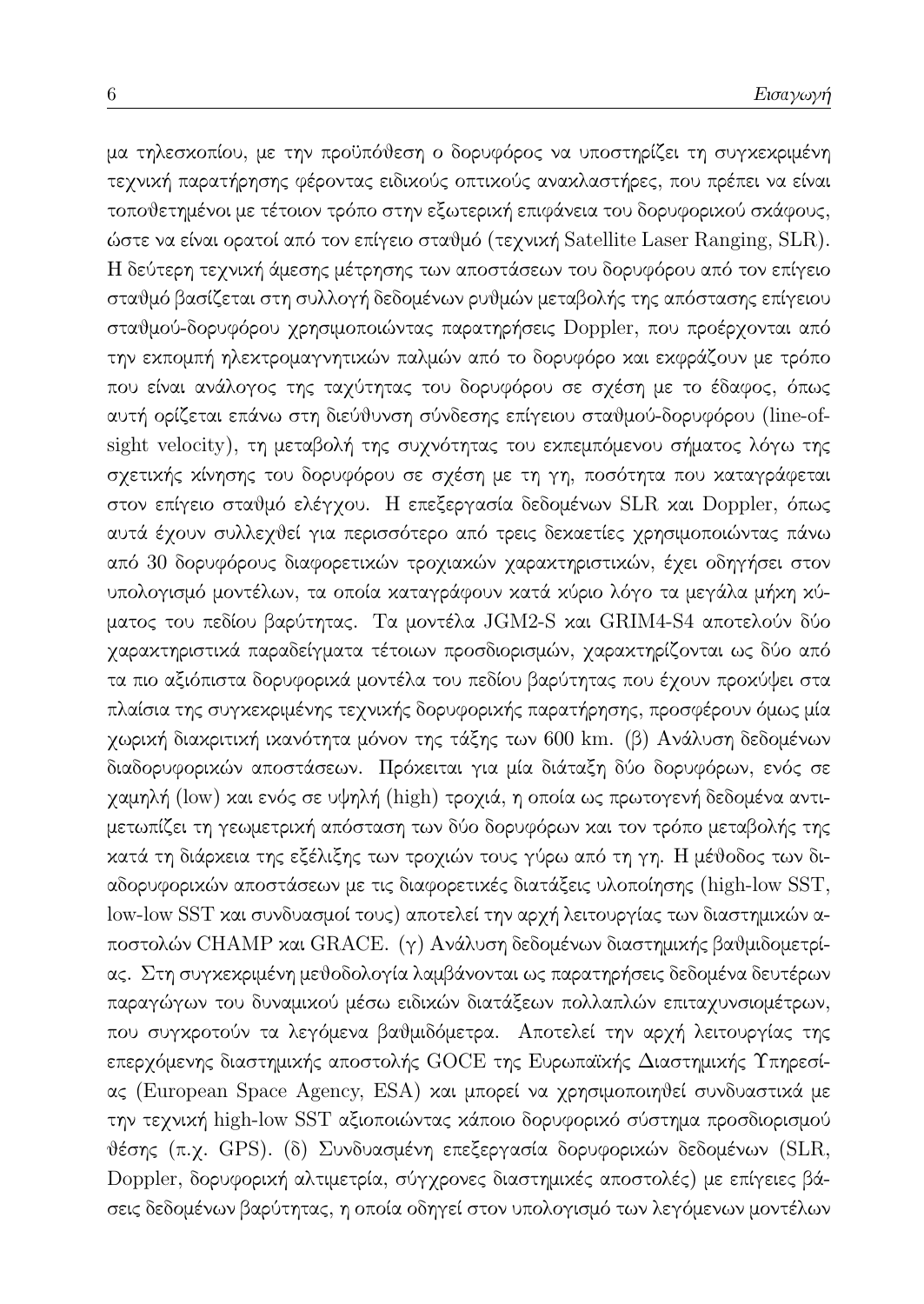μα τηλεσκοπίου, με την προϋπόθεση ο δορυφόρος να υποστηρίζει τη συγκεκριμένη τεχνική παρατήρησης φέροντας ειδικούς οπτικούς ανακλαστήρες, που πρέπει να είναι τοποθετημένοι με τέτοιον τρόπο στην εξωτερική επιφάνεια του δορυφορικού σκάφους, ώστε να είναι ορατοί από τον επίγειο σταθμό (τεχνική Satellite Laser Ranging, SLR). Η δεύτερη τεχνική άμεσης μέτρησης των αποστάσεων του δορυφόρου από τον επίγειο σταθμό βασίζεται στη συλλογή δεδομένων ρυθμών μεταβολής της απόστασης επίγειου σταθμού-δορυφόρου χρησιμοποιώντας παρατηρήσεις Doppler, που προέρχονται από την εκπομπή ηλεκτρομαγνητικών παλμών από το δορυφόρο και εκφράζουν με τρόπο που είναι ανάλογος της ταχύτητας του δορυφόρου σε σχέση με το έδαφος, όπως αυτή ορίζεται επάνω στη διεύθυνση σύνδεσης επίγειου σταθμού-δορυφόρου (line-of-sight velocity), τη μεταβολή της συχνότητας του εκπεμπόμενου σήματος λόγω της σχετικής κίνησης του δορυφόρου σε σχέση με τη γη, ποσότητα που καταγράφεται στον επίγειο σταθμό ελέγχου. Η επεξεργασία δεδομένων SLR και Doppler, όπως αυτά έχουν συλλεχθεί για περισσότερο από τρεις δεκαετίες χρησιμοποιώντας πάνω από 30 δορυφόρους διαφορετικών τροχιακών χαρακτηριστικών, έχει οδηγήσει στον υπολογισμό μοντέλων, τα οποία καταγράφουν κατά κύριο λόγο τα μεγάλα μήκη κύματος του πεδίου βαρύτητας. Τα μοντέλα JGM2-S και GRIM4-S4 αποτελούν δύο χαρακτηριστικά παραδείγματα τέτοιων προσδιορισμών, χαρακτηρίζονται ως δύο από τα πιο αξιόπιστα δορυφορικά μοντέλα του πεδίου βαρύτητας που έχουν προκύψει στα πλαίσια της συγκεκριμένης τεχνικής δορυφορικής παρατήρησης, προσφέρουν όμως μία χωρική διακριτική ικανότητα μόνον της τάξης των 600 km. (β) Ανάλυση δεδομένων διαδορυφορικών αποστάσεων. Πρόκειται για μία διάταξη δύο δορυφόρων, ενός σε χαμηλή (low) και ενός σε υψηλή (high) τροχιά, η οποία ως πρωτογενή δεδομένα αντιμετωπίζει τη γεωμετρική απόσταση των δύο δορυφόρων και τον τρόπο μεταβολής της κατά τη διάρκεια της εξέλιξης των τροχιών τους γύρω από τη γη. Η μέθοδος των διαδορυφορικών αποστάσεων με τις διαφορετικές διατάξεις υλοποίησης (high-low SST, low-low SST και συνδυασμοί τους) αποτελεί την αρχή λειτουργίας των διαστημικών αποστολών CHAMP και GRACE. (γ) Ανάλυση δεδομένων διαστημικής βαθμιδομετρίας. Στη συγκεκριμένη μεθοδολογία λαμβάνονται ως παρατηρήσεις δεδομένα δευτέρων παραγώγων του δυναμικού μέσω ειδικών διατάξεων πολλαπλών επιταχυνσιομέτρων, που συγκροτούν τα λεγόμενα βαθμιδόμετρα. Αποτελεί την αρχή λειτουργίας της επερχόμενης διαστημικής αποστολής GOCE της Ευρωπαϊκής Διαστημικής Υπηρεσίας (European Space Agency, ESA) και μπορεί να χρησιμοποιηθεί συνδυαστικά με την τεχνική high-low SST αξιοποιώντας κάποιο δορυφορικό σύστημα προσδιορισμού θέσης (π.χ. GPS). (δ) Συνδυασμένη επεξεργασία δορυφορικών δεδομένων (SLR, Doppler, δορυφορική αλτιμετρία, σύγχρονες διαστημικές αποστολές) με επίγειες βάσεις δεδομένων βαρύτητας, η οποία οδηγεί στον υπολογισμό των λεγόμενων μοντέλων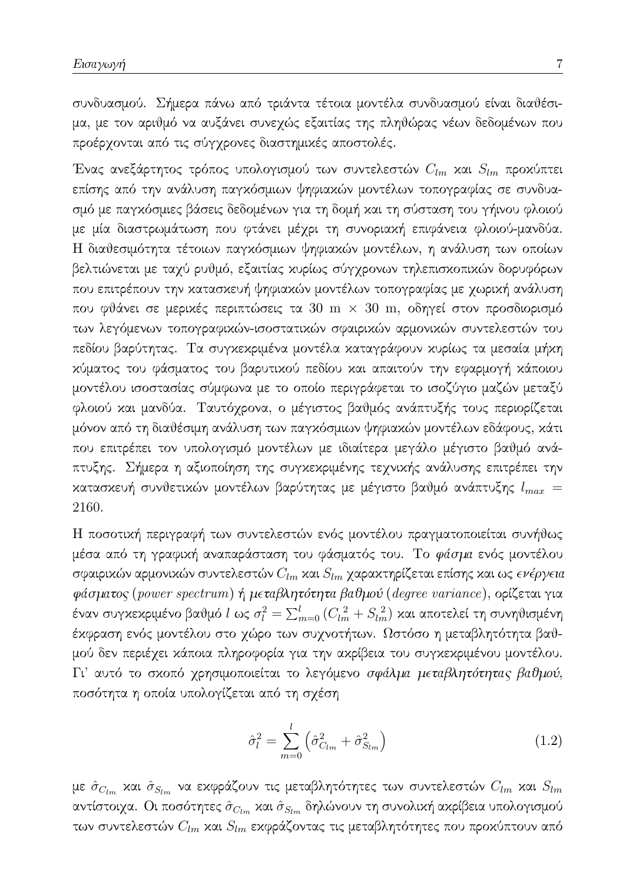συνδυασμού. Σήμερα πάνω από τριάντα τέτοια μοντέλα συνδυασμού είναι διαθέσιμα, με τον αριθμό να αυξάνει συνεχώς εξαιτίας της πληθώρας νέων δεδομένων που προέρχονται από τις σύγχρονες διαστημικές αποστολές.

Ένας ανεξάρτητος τρόπος υπολογισμού των συντελεστών $C_{lm}$ και $S_{lm}$ προκύπτει επίσης από την ανάλυση παγκόσμιων ψηφιακών μοντέλων τοπογραφίας σε συνδυασμό με παγκόσμιες βάσεις δεδομένων για τη δομή και τη σύσταση του γήινου φλοιού με μία διαστρωμάτωση που φτάνει μέχρι τη συνοριακή επιφάνεια φλοιού-μανδύα. Η διαθεσιμότητα τέτοιων παγκόσμιων ψηφιακών μοντέλων, η ανάλυση των οποίων βελτιώνεται με ταχύ ρυθμό, εξαιτίας κυρίως σύγχρονων τηλεπισκοπικών δορυφόρων που επιτρέπουν την κατασκευή ψηφιακών μοντέλων τοπογραφίας με χωρική ανάλυση που φθάνει σε μερικές περιπτώσεις τα 30 m × 30 m, οδηγεί στον προσδιορισμό των λεγόμενων τοπογραφικών-ισοστατικών σφαιρικών αρμονικών συντελεστών του πεδίου βαρύτητας. Τα συγκεκριμένα μοντέλα καταγράφουν κυρίως τα μεσαία μήκη κύματος του φάσματος του βαρυτικού πεδίου και απαιτούν την εφαρμογή κάποιου μοντέλου ισοστασίας σύμφωνα με το οποίο περιγράφεται το ισοζύγιο μαζών μεταξύ φλοιού και μανδύα. Ταυτόχρονα, ο μέγιστος βαθμός ανάπτυξής τους περιορίζεται μόνον από τη διαθέσιμη ανάλυση των παγκόσμιων ψηφιακών μοντέλων εδάφους, κάτι που επιτρέπει τον υπολογισμό μοντέλων με ιδιαίτερα μεγάλο μέγιστο βαθμό ανάπτυξης. Σήμερα η αξιοποίηση της συγκεκριμένης τεχνικής ανάλυσης επιτρέπει την κατασκευή συνθετικών μοντέλων βαρύτητας με μέγιστο βαθμό ανάπτυξης $l_{max} = 2160$.

Η ποσοτική περιγραφή των συντελεστών ενός μοντέλου πραγματοποιείται συνήθως μέσα από τη γραφική αναπαράσταση του φάσματός του. Το *φάσμα* ενός μοντέλου σφαιρικών αρμονικών συντελεστών $C_{lm}$ και $S_{lm}$ χαρακτηρίζεται επίσης και ως *ενέργεια φάσματος* (*power spectrum*) ή ***μεταβλητότητα βαθμού*** (*degree variance*), ορίζεται για έναν συγκεκριμένο βαθμό $l$ ως $\sigma_l^2 = \sum_{m=0}^{l} \left(C_{lm}^{\,2} + S_{lm}^{\,2}\right)$ και αποτελεί τη συνηθισμένη έκφραση ενός μοντέλου στο χώρο των συχνοτήτων. Ωστόσο η μεταβλητότητα βαθμού δεν περιέχει κάποια πληροφορία για την ακρίβεια του συγκεκριμένου μοντέλου. Γι' αυτό το σκοπό χρησιμοποιείται το λεγόμενο *σφάλμα μεταβλητότητας βαθμού*, ποσότητα η οποία υπολογίζεται από τη σχέση

$$\hat{\sigma}_l^2 = \sum_{m=0}^{l} \left(\hat{\sigma}_{C_{lm}}^2 + \hat{\sigma}_{S_{lm}}^2\right) \tag{1.2}$$

με $\hat{\sigma}_{C_{lm}}$ και $\hat{\sigma}_{S_{lm}}$ να εκφράζουν τις μεταβλητότητες των συντελεστών $C_{lm}$ και $S_{lm}$ αντίστοιχα. Οι ποσότητες $\hat{\sigma}_{C_{lm}}$ και $\hat{\sigma}_{S_{lm}}$ δηλώνουν τη συνολική ακρίβεια υπολογισμού των συντελεστών $C_{lm}$ και $S_{lm}$ εκφράζοντας τις μεταβλητότητες που προκύπτουν από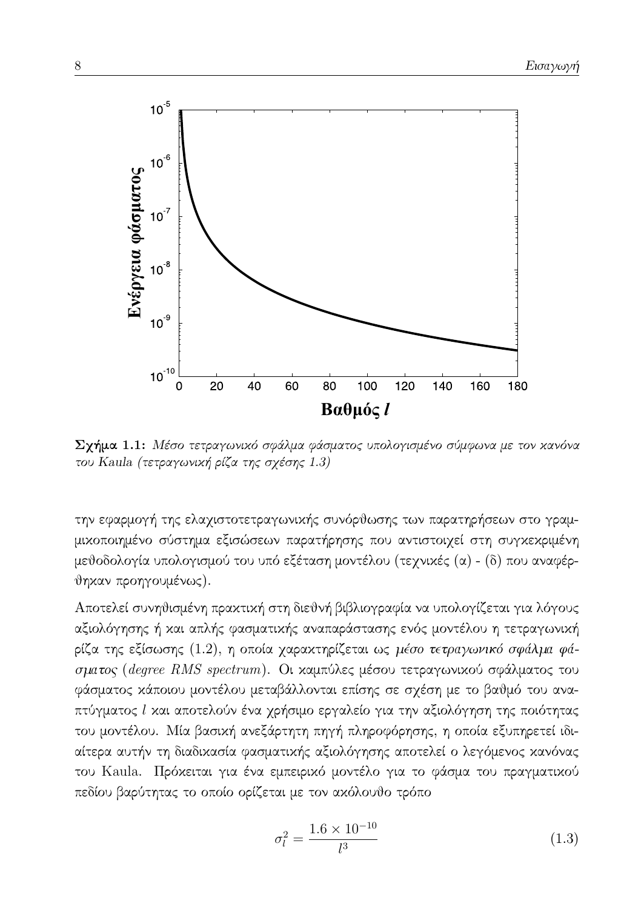**Σχήμα 1.1:** *Μέσο τετραγωνικό σφάλμα φάσματος υπολογισμένο σύμφωνα με τον κανόνα του Kaula (τετραγωνική ρίζα της σχέσης 1.3)*

την εφαρμογή της ελαχιστοτετραγωνικής συνόρθωσης των παρατηρήσεων στο γραμμικοποιημένο σύστημα εξισώσεων παρατήρησης που αντιστοιχεί στη συγκεκριμένη μεθοδολογία υπολογισμού του υπό εξέταση μοντέλου (τεχνικές (α) - (δ) που αναφέρθηκαν προηγουμένως).

Αποτελεί συνηθισμένη πρακτική στη διεθνή βιβλιογραφία να υπολογίζεται για λόγους αξιολόγησης ή και απλής φασματικής αναπαράστασης ενός μοντέλου η τετραγωνική ρίζα της εξίσωσης (1.2), η οποία χαρακτηρίζεται ως *μέσο τετραγωνικό σφάλμα φάσματος* (*degree RMS spectrum*). Οι καμπύλες μέσου τετραγωνικού σφάλματος του φάσματος κάποιου μοντέλου μεταβάλλονται επίσης σε σχέση με το βαθμό του αναπτύγματος $l$ και αποτελούν ένα χρήσιμο εργαλείο για την αξιολόγηση της ποιότητας του μοντέλου. Μία βασική ανεξάρτητη πηγή πληροφόρησης, η οποία εξυπηρετεί ιδιαίτερα αυτήν τη διαδικασία φασματικής αξιολόγησης αποτελεί ο λεγόμενος κανόνας του Kaula. Πρόκειται για ένα εμπειρικό μοντέλο για το φάσμα του πραγματικού πεδίου βαρύτητας το οποίο ορίζεται με τον ακόλουθο τρόπο

$$\sigma_l^2 = \frac{1.6 \times 10^{-10}}{l^3} \tag{1.3}$$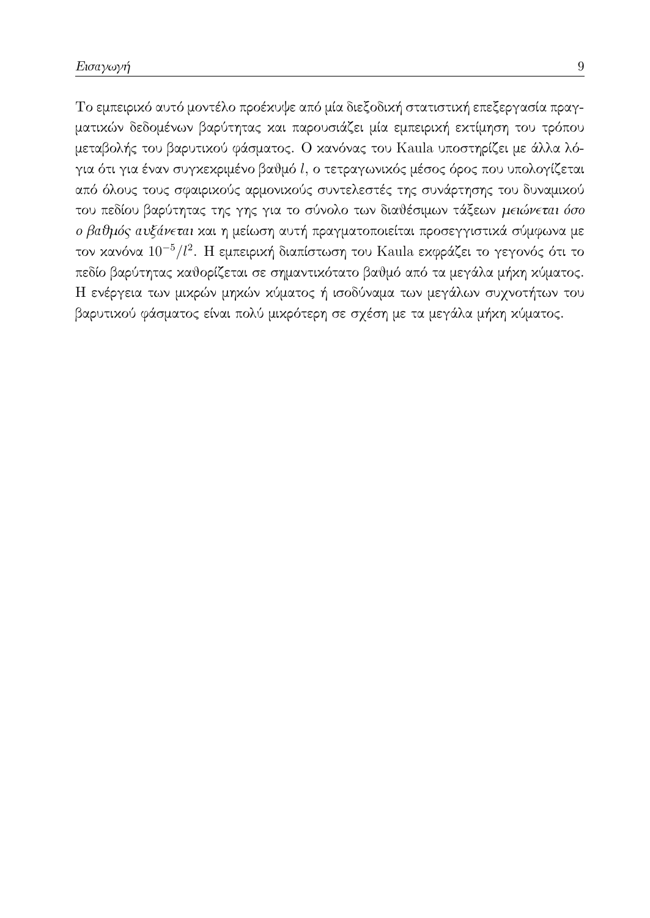Το εμπειρικό αυτό μοντέλο προέκυψε από μία διεξοδική στατιστική επεξεργασία πραγματικών δεδομένων βαρύτητας και παρουσιάζει μία εμπειρική εκτίμηση του τρόπου μεταβολής του βαρυτικού φάσματος. Ο κανόνας του Kaula υποστηρίζει με άλλα λόγια ότι για έναν συγκεκριμένο βαθμό $l$, ο τετραγωνικός μέσος όρος που υπολογίζεται από όλους τους σφαιρικούς αρμονικούς συντελεστές της συνάρτησης του δυναμικού του πεδίου βαρύτητας της γης για το σύνολο των διαθέσιμων τάξεων *μειώνεται όσο ο βαθμός αυξάνεται* και η μείωση αυτή πραγματοποιείται προσεγγιστικά σύμφωνα με τον κανόνα $10^{-5}/l^2$. Η εμπειρική διαπίστωση του Kaula εκφράζει το γεγονός ότι το πεδίο βαρύτητας καθορίζεται σε σημαντικότατο βαθμό από τα μεγάλα μήκη κύματος. Η ενέργεια των μικρών μηκών κύματος ή ισοδύναμα των μεγάλων συχνοτήτων του βαρυτικού φάσματος είναι πολύ μικρότερη σε σχέση με τα μεγάλα μήκη κύματος.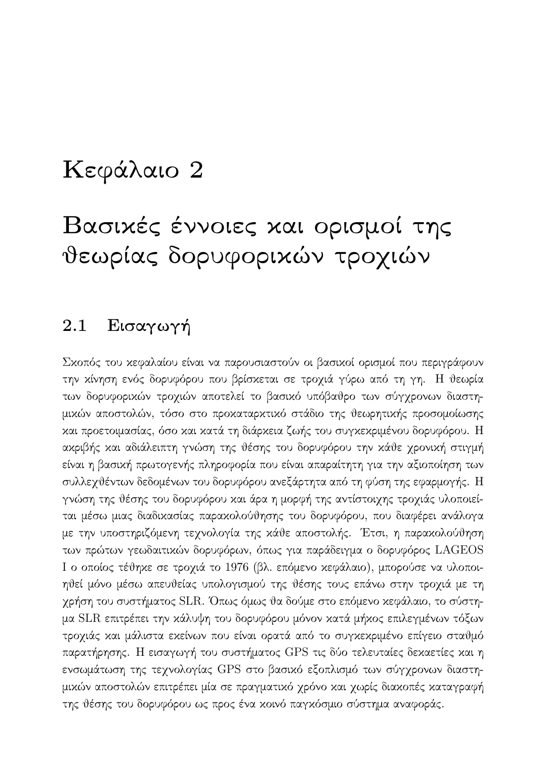# Κεφάλαιο 2

# Βασικές έννοιες και ορισμοί της θεωρίας δορυφορικών τροχιών

## 2.1 Εισαγωγή

Σκοπός του κεφαλαίου είναι να παρουσιαστούν οι βασικοί ορισμοί που περιγράφουν την κίνηση ενός δορυφόρου που βρίσκεται σε τροχιά γύρω από τη γη. Η θεωρία των δορυφορικών τροχιών αποτελεί το βασικό υπόβαθρο των σύγχρονων διαστημικών αποστολών, τόσο στο προκαταρκτικό στάδιο της θεωρητικής προσομοίωσης και προετοιμασίας, όσο και κατά τη διάρκεια ζωής του συγκεκριμένου δορυφόρου. Η ακριβής και αδιάλειπτη γνώση της θέσης του δορυφόρου την κάθε χρονική στιγμή είναι η βασική πρωτογενής πληροφορία που είναι απαραίτητη για την αξιοποίηση των συλλεχθέντων δεδομένων του δορυφόρου ανεξάρτητα από τη φύση της εφαρμογής. Η γνώση της θέσης του δορυφόρου και άρα η μορφή της αντίστοιχης τροχιάς υλοποιείται μέσω μιας διαδικασίας παρακολούθησης του δορυφόρου, που διαφέρει ανάλογα με την υποστηριζόμενη τεχνολογία της κάθε αποστολής. Έτσι, η παρακολούθηση των πρώτων γεωδαιτικών δορυφόρων, όπως για παράδειγμα ο δορυφόρος LAGEOS I ο οποίος τέθηκε σε τροχιά το 1976 (βλ. επόμενο κεφάλαιο), μπορούσε να υλοποιηθεί μόνο μέσω απευθείας υπολογισμού της θέσης τους επάνω στην τροχιά με τη χρήση του συστήματος SLR. Όπως όμως θα δούμε στο επόμενο κεφάλαιο, το σύστημα SLR επιτρέπει την κάλυψη του δορυφόρου μόνον κατά μήκος επιλεγμένων τόξων τροχιάς και μάλιστα εκείνων που είναι ορατά από το συγκεκριμένο επίγειο σταθμό παρατήρησης. Η εισαγωγή του συστήματος GPS τις δύο τελευταίες δεκαετίες και η ενσωμάτωση της τεχνολογίας GPS στο βασικό εξοπλισμό των σύγχρονων διαστημικών αποστολών επιτρέπει μία σε πραγματικό χρόνο και χωρίς διακοπές καταγραφή της θέσης του δορυφόρου ως προς ένα κοινό παγκόσμιο σύστημα αναφοράς.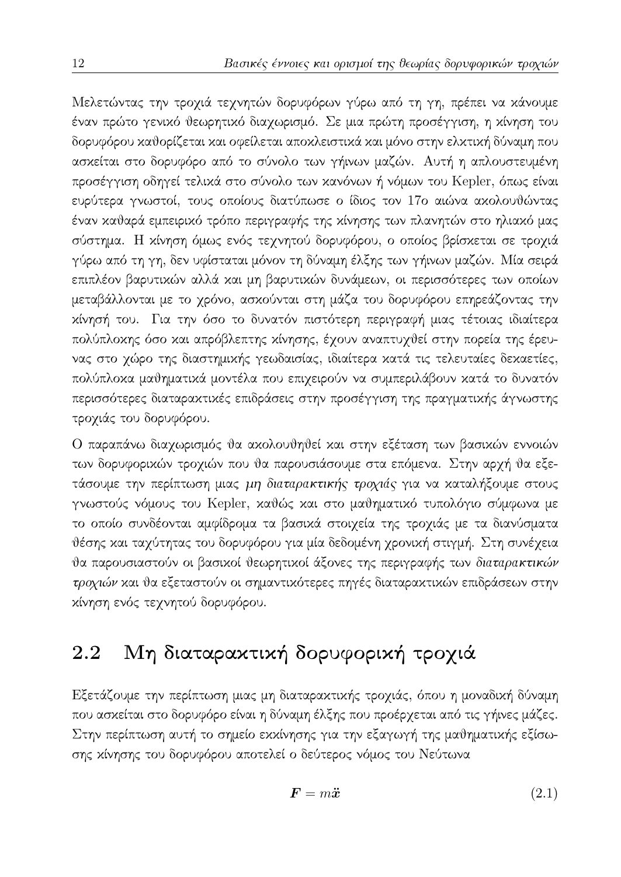Μελετώντας την τροχιά τεχνητών δορυφόρων γύρω από τη γη, πρέπει να κάνουμε έναν πρώτο γενικό θεωρητικό διαχωρισμό. Σε μια πρώτη προσέγγιση, η κίνηση του δορυφόρου καθορίζεται και οφείλεται αποκλειστικά και μόνο στην ελκτική δύναμη που ασκείται στο δορυφόρο από το σύνολο των γήινων μαζών. Αυτή η απλουστευμένη προσέγγιση οδηγεί τελικά στο σύνολο των κανόνων ή νόμων του Kepler, όπως είναι ευρύτερα γνωστοί, τους οποίους διατύπωσε ο ίδιος τον 17ο αιώνα ακολουθώντας έναν καθαρά εμπειρικό τρόπο περιγραφής της κίνησης των πλανητών στο ηλιακό μας σύστημα. Η κίνηση όμως ενός τεχνητού δορυφόρου, ο οποίος βρίσκεται σε τροχιά γύρω από τη γη, δεν υφίσταται μόνον τη δύναμη έλξης των γήινων μαζών. Μία σειρά επιπλέον βαρυτικών αλλά και μη βαρυτικών δυνάμεων, οι περισσότερες των οποίων μεταβάλλονται με το χρόνο, ασκούνται στη μάζα του δορυφόρου επηρεάζοντας την κίνησή του. Για την όσο το δυνατόν πιστότερη περιγραφή μιας τέτοιας ιδιαίτερα πολύπλοκης όσο και απρόβλεπτης κίνησης, έχουν αναπτυχθεί στην πορεία της έρευνας στο χώρο της διαστημικής γεωδαισίας, ιδιαίτερα κατά τις τελευταίες δεκαετίες, πολύπλοκα μαθηματικά μοντέλα που επιχειρούν να συμπεριλάβουν κατά το δυνατόν περισσότερες διαταρακτικές επιδράσεις στην προσέγγιση της πραγματικής άγνωστης τροχιάς του δορυφόρου.

Ο παραπάνω διαχωρισμός θα ακολουθηθεί και στην εξέταση των βασικών εννοιών των δορυφορικών τροχιών που θα παρουσιάσουμε στα επόμενα. Στην αρχή θα εξετάσουμε την περίπτωση μιας *μη διαταρακτικής τροχιάς* για να καταλήξουμε στους γνωστούς νόμους του Kepler, καθώς και στο μαθηματικό τυπολόγιο σύμφωνα με το οποίο συνδέονται αμφίδρομα τα βασικά στοιχεία της τροχιάς με τα διανύσματα θέσης και ταχύτητας του δορυφόρου για μία δεδομένη χρονική στιγμή. Στη συνέχεια θα παρουσιαστούν οι βασικοί θεωρητικοί άξονες της περιγραφής των *διαταρακτικών τροχιών* και θα εξεταστούν οι σημαντικότερες πηγές διαταρακτικών επιδράσεων στην κίνηση ενός τεχνητού δορυφόρου.

## 2.2 Μη διαταρακτική δορυφορική τροχιά

Εξετάζουμε την περίπτωση μιας μη διαταρακτικής τροχιάς, όπου η μοναδική δύναμη που ασκείται στο δορυφόρο είναι η δύναμη έλξης που προέρχεται από τις γήινες μάζες. Στην περίπτωση αυτή το σημείο εκκίνησης για την εξαγωγή της μαθηματικής εξίσωσης κίνησης του δορυφόρου αποτελεί ο δεύτερος νόμος του Νεύτωνα

$$\boldsymbol{F} = m\ddot{\boldsymbol{x}} \tag{2.1}$$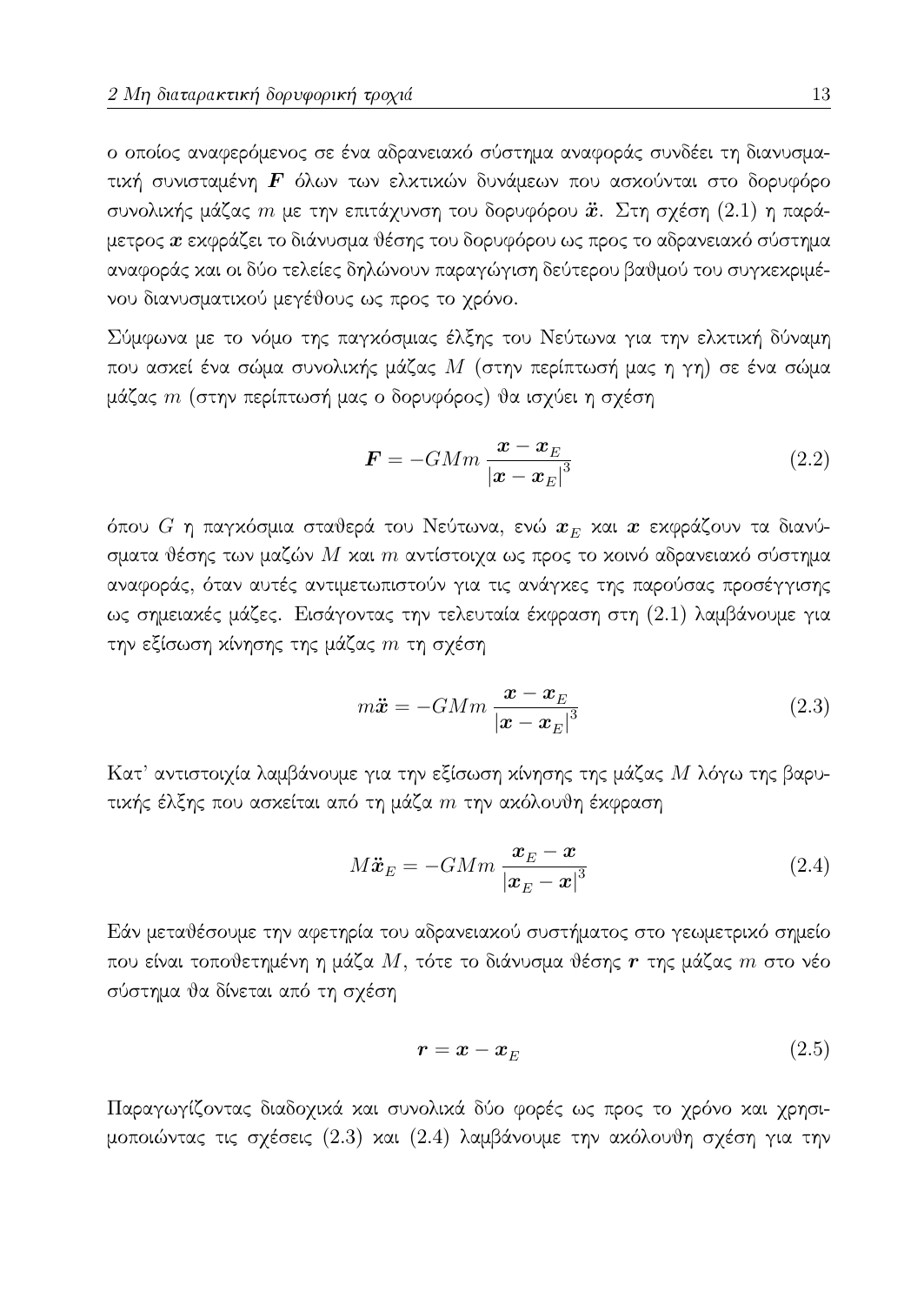ο οποίος αναφερόμενος σε ένα αδρανειακό σύστημα αναφοράς συνδέει τη διανυσματική συνισταμένη $\boldsymbol{F}$ όλων των ελκτικών δυνάμεων που ασκούνται στο δορυφόρο συνολικής μάζας $m$ με την επιτάχυνση του δορυφόρου $\ddot{\boldsymbol{x}}$. Στη σχέση (2.1) η παράμετρος $\boldsymbol{x}$ εκφράζει το διάνυσμα θέσης του δορυφόρου ως προς το αδρανειακό σύστημα αναφοράς και οι δύο τελείες δηλώνουν παραγώγιση δεύτερου βαθμού του συγκεκριμένου διανυσματικού μεγέθους ως προς το χρόνο.

Σύμφωνα με το νόμο της παγκόσμιας έλξης του Νεύτωνα για την ελκτική δύναμη που ασκεί ένα σώμα συνολικής μάζας $M$ (στην περίπτωσή μας η γη) σε ένα σώμα μάζας $m$ (στην περίπτωσή μας ο δορυφόρος) θα ισχύει η σχέση

$$\boldsymbol{F} = -GMm\,\frac{\boldsymbol{x} - \boldsymbol{x}_E}{|\boldsymbol{x} - \boldsymbol{x}_E|^3} \tag{2.2}$$

όπου $G$ η παγκόσμια σταθερά του Νεύτωνα, ενώ $\boldsymbol{x}_E$ και $\boldsymbol{x}$ εκφράζουν τα διανύσματα θέσης των μαζών $M$ και $m$ αντίστοιχα ως προς το κοινό αδρανειακό σύστημα αναφοράς, όταν αυτές αντιμετωπιστούν για τις ανάγκες της παρούσας προσέγγισης ως σημειακές μάζες. Εισάγοντας την τελευταία έκφραση στη (2.1) λαμβάνουμε για την εξίσωση κίνησης της μάζας $m$ τη σχέση

$$m\ddot{\boldsymbol{x}} = -GMm\,\frac{\boldsymbol{x} - \boldsymbol{x}_E}{|\boldsymbol{x} - \boldsymbol{x}_E|^3} \tag{2.3}$$

Κατ' αντιστοιχία λαμβάνουμε για την εξίσωση κίνησης της μάζας $M$ λόγω της βαρυτικής έλξης που ασκείται από τη μάζα $m$ την ακόλουθη έκφραση

$$M\ddot{\boldsymbol{x}}_E = -GMm\,\frac{\boldsymbol{x}_E - \boldsymbol{x}}{|\boldsymbol{x}_E - \boldsymbol{x}|^3} \tag{2.4}$$

Εάν μεταθέσουμε την αφετηρία του αδρανειακού συστήματος στο γεωμετρικό σημείο που είναι τοποθετημένη η μάζα $M$, τότε το διάνυσμα θέσης $\boldsymbol{r}$ της μάζας $m$ στο νέο σύστημα θα δίνεται από τη σχέση

$$\boldsymbol{r} = \boldsymbol{x} - \boldsymbol{x}_E \tag{2.5}$$

Παραγωγίζοντας διαδοχικά και συνολικά δύο φορές ως προς το χρόνο και χρησιμοποιώντας τις σχέσεις (2.3) και (2.4) λαμβάνουμε την ακόλουθη σχέση για την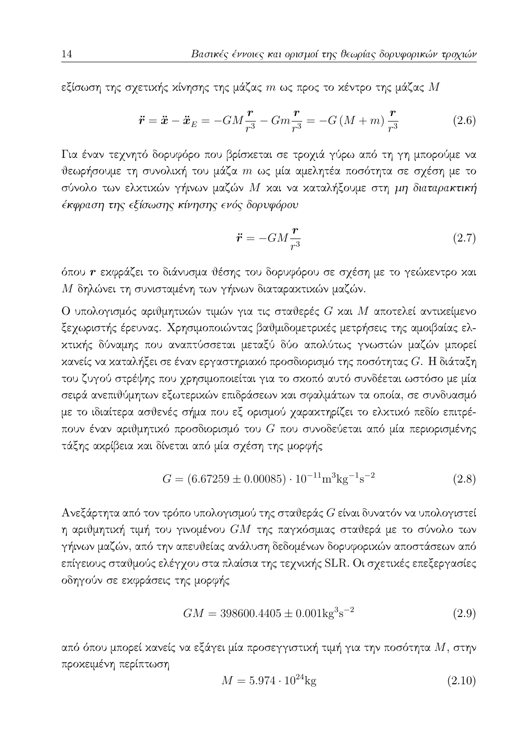εξίσωση της σχετικής κίνησης της μάζας $m$ ως προς το κέντρο της μάζας $M$

$$\ddot{\boldsymbol{r}} = \ddot{\boldsymbol{x}} - \ddot{\boldsymbol{x}}_E = -GM\frac{\boldsymbol{r}}{r^3} - Gm\frac{\boldsymbol{r}}{r^3} = -G\left(M+m\right)\frac{\boldsymbol{r}}{r^3} \tag{2.6}$$

Για έναν τεχνητό δορυφόρο που βρίσκεται σε τροχιά γύρω από τη γη μπορούμε να θεωρήσουμε τη συνολική του μάζα $m$ ως μία αμελητέα ποσότητα σε σχέση με το σύνολο των ελκτικών γήινων μαζών $M$ και να καταλήξουμε στη *μη διαταρακτική έκφραση της εξίσωσης κίνησης ενός δορυφόρου*

$$\ddot{\boldsymbol{r}} = -GM\frac{\boldsymbol{r}}{r^3} \tag{2.7}$$

όπου $\boldsymbol{r}$ εκφράζει το διάνυσμα θέσης του δορυφόρου σε σχέση με το γεώκεντρο και $M$ δηλώνει τη συνισταμένη των γήινων διαταρακτικών μαζών.

Ο υπολογισμός αριθμητικών τιμών για τις σταθερές $G$ και $M$ αποτελεί αντικείμενο ξεχωριστής έρευνας. Χρησιμοποιώντας βαθμιδομετρικές μετρήσεις της αμοιβαίας ελκτικής δύναμης που αναπτύσσεται μεταξύ δύο απολύτως γνωστών μαζών μπορεί κανείς να καταλήξει σε έναν εργαστηριακό προσδιορισμό της ποσότητας $G$. Η διάταξη του ζυγού στρέψης που χρησιμοποιείται για το σκοπό αυτό συνδέεται ωστόσο με μία σειρά ανεπιθύμητων εξωτερικών επιδράσεων και σφαλμάτων τα οποία, σε συνδυασμό με το ιδιαίτερα ασθενές σήμα που εξ ορισμού χαρακτηρίζει το ελκτικό πεδίο επιτρέπουν έναν αριθμητικό προσδιορισμό του $G$ που συνοδεύεται από μία περιορισμένης τάξης ακρίβεια και δίνεται από μία σχέση της μορφής

$$G = (6.67259 \pm 0.00085) \cdot 10^{-11}\mathrm{m}^3\mathrm{kg}^{-1}\mathrm{s}^{-2} \tag{2.8}$$

Ανεξάρτητα από τον τρόπο υπολογισμού της σταθεράς $G$ είναι δυνατόν να υπολογιστεί η αριθμητική τιμή του γινομένου $GM$ της παγκόσμιας σταθερά με το σύνολο των γήινων μαζών, από την απευθείας ανάλυση δεδομένων δορυφορικών αποστάσεων από επίγειους σταθμούς ελέγχου στα πλαίσια της τεχνικής SLR. Οι σχετικές επεξεργασίες οδηγούν σε εκφράσεις της μορφής

$$GM = 398600.4405 \pm 0.001\mathrm{kg}^3\mathrm{s}^{-2} \tag{2.9}$$

από όπου μπορεί κανείς να εξάγει μία προσεγγιστική τιμή για την ποσότητα $M$, στην προκειμένη περίπτωση

$$M = 5.974 \cdot 10^{24}\mathrm{kg} \tag{2.10}$$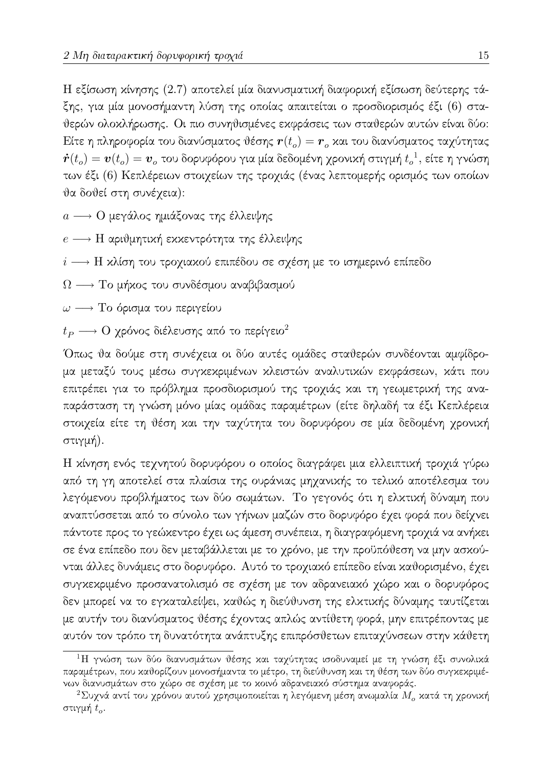Η εξίσωση κίνησης (2.7) αποτελεί μία διανυσματική διαφορική εξίσωση δεύτερης τάξης, για μία μονοσήμαντη λύση της οποίας απαιτείται ο προσδιορισμός έξι (6) σταθερών ολοκλήρωσης. Οι πιο συνηθισμένες εκφράσεις των σταθερών αυτών είναι δύο: Είτε η πληροφορία του διανύσματος θέσης $\boldsymbol{r}(t_o) = \boldsymbol{r}_o$ και του διανύσματος ταχύτητας $\dot{\boldsymbol{r}}(t_o) = \boldsymbol{v}(t_o) = \boldsymbol{v}_o$ του δορυφόρου για μία δεδομένη χρονική στιγμή $t_o$[1], είτε η γνώση των έξι (6) Κεπλέρειων στοιχείων της τροχιάς (ένας λεπτομερής ορισμός των οποίων θα δοθεί στη συνέχεια):

$a \longrightarrow$ Ο μεγάλος ημιάξονας της έλλειψης

$e \longrightarrow$ Η αριθμητική εκκεντρότητα της έλλειψης

$i \longrightarrow$ Η κλίση του τροχιακού επιπέδου σε σχέση με το ισημερινό επίπεδο

$\Omega \longrightarrow$ Το μήκος του συνδέσμου αναβιβασμού

$\omega \longrightarrow$ Το όρισμα του περιγείου

$t_P \longrightarrow$ Ο χρόνος διέλευσης από το περίγειο[2]

Όπως θα δούμε στη συνέχεια οι δύο αυτές ομάδες σταθερών συνδέονται αμφίδρομα μεταξύ τους μέσω συγκεκριμένων κλειστών αναλυτικών εκφράσεων, κάτι που επιτρέπει για το πρόβλημα προσδιορισμού της τροχιάς και τη γεωμετρική της αναπαράσταση τη γνώση μόνο μίας ομάδας παραμέτρων (είτε δηλαδή τα έξι Κεπλέρεια στοιχεία είτε τη θέση και την ταχύτητα του δορυφόρου σε μία δεδομένη χρονική στιγμή).

Η κίνηση ενός τεχνητού δορυφόρου ο οποίος διαγράφει μια ελλειπτική τροχιά γύρω από τη γη αποτελεί στα πλαίσια της ουράνιας μηχανικής το τελικό αποτέλεσμα του λεγόμενου προβλήματος των δύο σωμάτων. Το γεγονός ότι η ελκτική δύναμη που αναπτύσσεται από το σύνολο των γήινων μαζών στο δορυφόρο έχει φορά που δείχνει πάντοτε προς το γεώκεντρο έχει ως άμεση συνέπεια, η διαγραφόμενη τροχιά να ανήκει σε ένα επίπεδο που δεν μεταβάλλεται με το χρόνο, με την προϋπόθεση να μην ασκούνται άλλες δυνάμεις στο δορυφόρο. Αυτό το τροχιακό επίπεδο είναι καθορισμένο, έχει συγκεκριμένο προσανατολισμό σε σχέση με τον αδρανειακό χώρο και ο δορυφόρος δεν μπορεί να το εγκαταλείψει, καθώς η διεύθυνση της ελκτικής δύναμης ταυτίζεται με αυτήν του διανύσματος θέσης έχοντας απλώς αντίθετη φορά, μην επιτρέποντας με αυτόν τον τρόπο τη δυνατότητα ανάπτυξης επιπρόσθετων επιταχύνσεων στην κάθετη

---

[1] Η γνώση των δύο διανυσμάτων θέσης και ταχύτητας ισοδυναμεί με τη γνώση έξι συνολικά παραμέτρων, που καθορίζουν μονοσήμαντα το μέτρο, τη διεύθυνση και τη θέση των δύο συγκεκριμένων διανυσμάτων στο χώρο σε σχέση με το κοινό αδρανειακό σύστημα αναφοράς.

[2] Συχνά αντί του χρόνου αυτού χρησιμοποιείται η λεγόμενη μέση ανωμαλία $M_o$ κατά τη χρονική στιγμή $t_o$.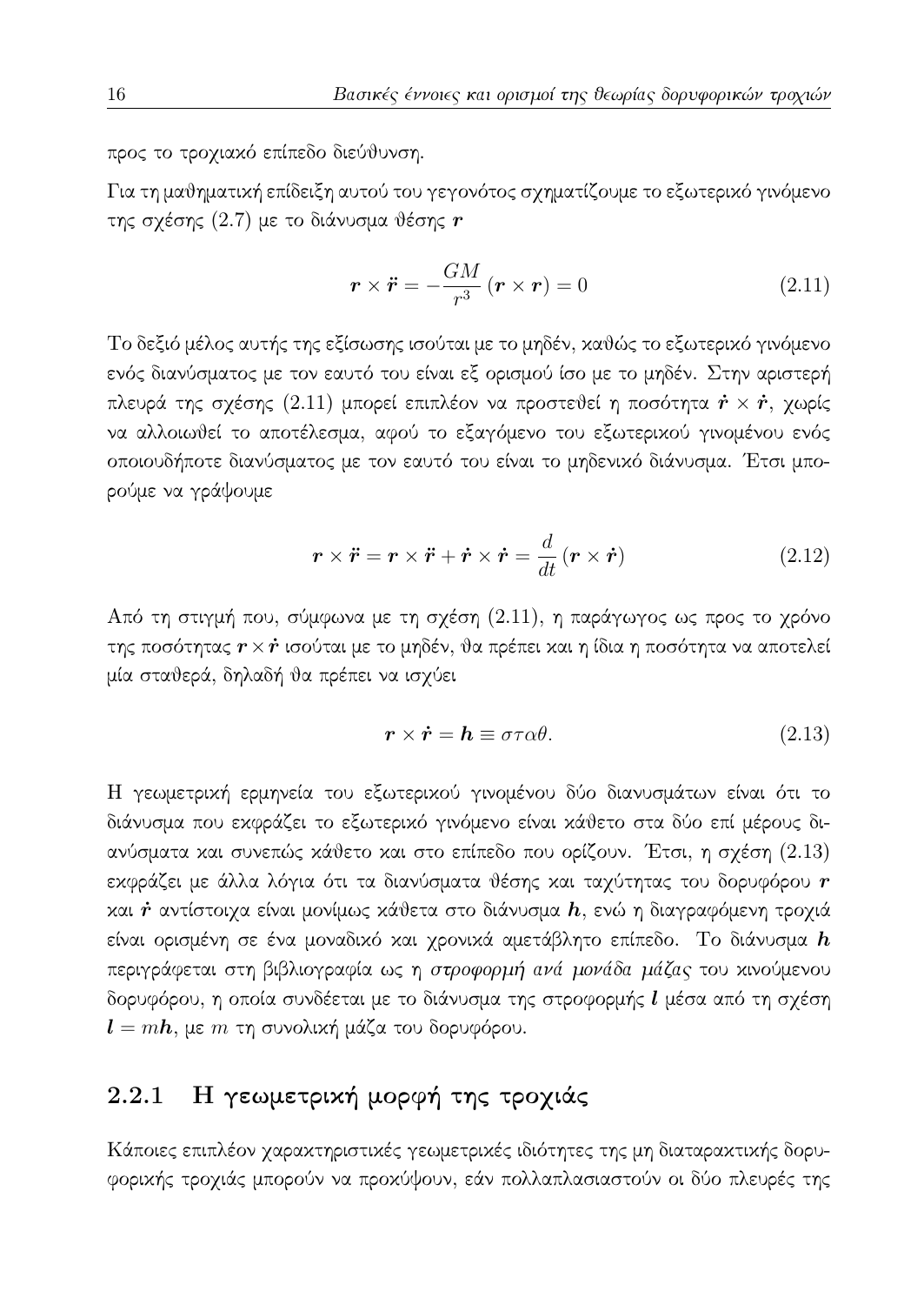προς το τροχιακό επίπεδο διεύθυνση.

Για τη μαθηματική επίδειξη αυτού του γεγονότος σχηματίζουμε το εξωτερικό γινόμενο της σχέσης (2.7) με το διάνυσμα θέσης $\boldsymbol{r}$

$$\boldsymbol{r} \times \ddot{\boldsymbol{r}} = -\frac{GM}{r^3}\left(\boldsymbol{r} \times \boldsymbol{r}\right) = 0 \tag{2.11}$$

Το δεξιό μέλος αυτής της εξίσωσης ισούται με το μηδέν, καθώς το εξωτερικό γινόμενο ενός διανύσματος με τον εαυτό του είναι εξ ορισμού ίσο με το μηδέν. Στην αριστερή πλευρά της σχέσης (2.11) μπορεί επιπλέον να προστεθεί η ποσότητα $\dot{\boldsymbol{r}} \times \dot{\boldsymbol{r}}$, χωρίς να αλλοιωθεί το αποτέλεσμα, αφού το εξαγόμενο του εξωτερικού γινομένου ενός οποιουδήποτε διανύσματος με τον εαυτό του είναι το μηδενικό διάνυσμα. Έτσι μπορούμε να γράψουμε

$$\boldsymbol{r} \times \ddot{\boldsymbol{r}} = \boldsymbol{r} \times \ddot{\boldsymbol{r}} + \dot{\boldsymbol{r}} \times \dot{\boldsymbol{r}} = \frac{d}{dt}\left(\boldsymbol{r} \times \dot{\boldsymbol{r}}\right) \tag{2.12}$$

Από τη στιγμή που, σύμφωνα με τη σχέση (2.11), η παράγωγος ως προς το χρόνο της ποσότητας $\boldsymbol{r} \times \dot{\boldsymbol{r}}$ ισούται με το μηδέν, θα πρέπει και η ίδια η ποσότητα να αποτελεί μία σταθερά, δηλαδή θα πρέπει να ισχύει

$$\boldsymbol{r} \times \dot{\boldsymbol{r}} = \boldsymbol{h} \equiv \sigma\tau\alpha\theta. \tag{2.13}$$

Η γεωμετρική ερμηνεία του εξωτερικού γινομένου δύο διανυσμάτων είναι ότι το διάνυσμα που εκφράζει το εξωτερικό γινόμενο είναι κάθετο στα δύο επί μέρους διανύσματα και συνεπώς κάθετο και στο επίπεδο που ορίζουν. Έτσι, η σχέση (2.13) εκφράζει με άλλα λόγια ότι τα διανύσματα θέσης και ταχύτητας του δορυφόρου $\boldsymbol{r}$ και $\dot{\boldsymbol{r}}$ αντίστοιχα είναι μονίμως κάθετα στο διάνυσμα $\boldsymbol{h}$, ενώ η διαγραφόμενη τροχιά είναι ορισμένη σε ένα μοναδικό και χρονικά αμετάβλητο επίπεδο. Το διάνυσμα $\boldsymbol{h}$ περιγράφεται στη βιβλιογραφία ως η *στροφορμή ανά μονάδα μάζας* του κινούμενου δορυφόρου, η οποία συνδέεται με το διάνυσμα της στροφορμής $\boldsymbol{l}$ μέσα από τη σχέση $\boldsymbol{l} = m\boldsymbol{h}$, με $m$ τη συνολική μάζα του δορυφόρου.

### 2.2.1 Η γεωμετρική μορφή της τροχιάς

Κάποιες επιπλέον χαρακτηριστικές γεωμετρικές ιδιότητες της μη διαταρακτικής δορυφορικής τροχιάς μπορούν να προκύψουν, εάν πολλαπλασιαστούν οι δύο πλευρές της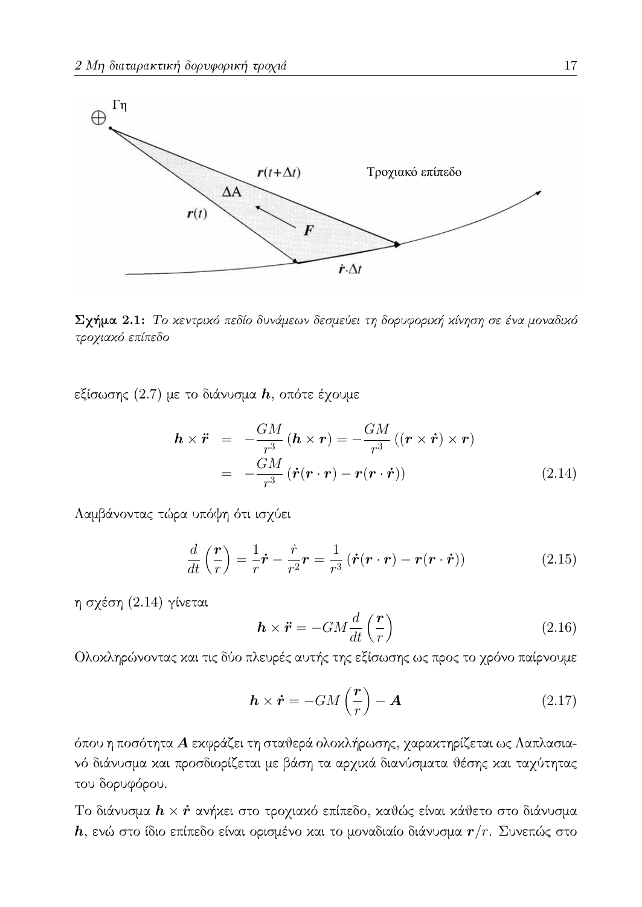**Σχήμα 2.1:** *Το κεντρικό πεδίο δυνάμεων δεσμεύει τη δορυφορική κίνηση σε ένα μοναδικό τροχιακό επίπεδο*

εξίσωσης (2.7) με το διάνυσμα $\boldsymbol{h}$, οπότε έχουμε

$$\begin{aligned} \boldsymbol{h} \times \ddot{\boldsymbol{r}} &= -\frac{GM}{r^3}(\boldsymbol{h} \times \boldsymbol{r}) = -\frac{GM}{r^3}((\boldsymbol{r} \times \dot{\boldsymbol{r}}) \times \boldsymbol{r}) \\ &= -\frac{GM}{r^3}(\dot{\boldsymbol{r}}(\boldsymbol{r} \cdot \boldsymbol{r}) - \boldsymbol{r}(\boldsymbol{r} \cdot \dot{\boldsymbol{r}})) \end{aligned} \tag{2.14}$$

Λαμβάνοντας τώρα υπόψη ότι ισχύει

$$\frac{d}{dt}\left(\frac{\boldsymbol{r}}{r}\right) = \frac{1}{r}\dot{\boldsymbol{r}} - \frac{\dot{r}}{r^2}\boldsymbol{r} = \frac{1}{r^3}(\dot{\boldsymbol{r}}(\boldsymbol{r} \cdot \boldsymbol{r}) - \boldsymbol{r}(\boldsymbol{r} \cdot \dot{\boldsymbol{r}})) \tag{2.15}$$

η σχέση (2.14) γίνεται

$$\boldsymbol{h} \times \ddot{\boldsymbol{r}} = -GM\frac{d}{dt}\left(\frac{\boldsymbol{r}}{r}\right) \tag{2.16}$$

Ολοκληρώνοντας και τις δύο πλευρές αυτής της εξίσωσης ως προς το χρόνο παίρνουμε

$$\boldsymbol{h} \times \dot{\boldsymbol{r}} = -GM\left(\frac{\boldsymbol{r}}{r}\right) - \boldsymbol{A} \tag{2.17}$$

όπου η ποσότητα $\boldsymbol{A}$ εκφράζει τη σταθερά ολοκλήρωσης, χαρακτηρίζεται ως Λαπλασιανό διάνυσμα και προσδιορίζεται με βάση τα αρχικά διανύσματα θέσης και ταχύτητας του δορυφόρου.

Το διάνυσμα $\boldsymbol{h} \times \dot{\boldsymbol{r}}$ ανήκει στο τροχιακό επίπεδο, καθώς είναι κάθετο στο διάνυσμα $\boldsymbol{h}$, ενώ στο ίδιο επίπεδο είναι ορισμένο και το μοναδιαίο διάνυσμα $\boldsymbol{r}/r$. Συνεπώς στο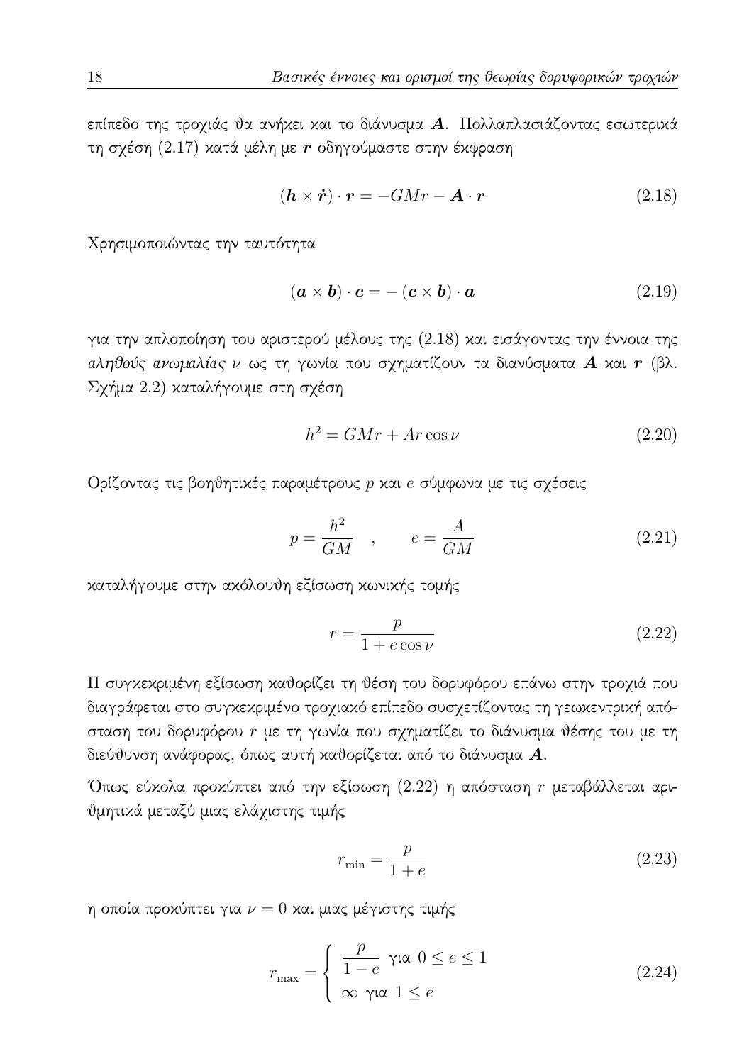επίπεδο της τροχιάς θα ανήκει και το διάνυσμα $\boldsymbol{A}$. Πολλαπλασιάζοντας εσωτερικά τη σχέση (2.17) κατά μέλη με $\boldsymbol{r}$ οδηγούμαστε στην έκφραση

$$(\boldsymbol{h} \times \dot{\boldsymbol{r}}) \cdot \boldsymbol{r} = -GMr - \boldsymbol{A} \cdot \boldsymbol{r} \tag{2.18}$$

Χρησιμοποιώντας την ταυτότητα

$$(\boldsymbol{a} \times \boldsymbol{b}) \cdot \boldsymbol{c} = -(\boldsymbol{c} \times \boldsymbol{b}) \cdot \boldsymbol{a} \tag{2.19}$$

για την απλοποίηση του αριστερού μέλους της (2.18) και εισάγοντας την έννοια της *αληθούς ανωμαλίας* $\nu$ ως τη γωνία που σχηματίζουν τα διανύσματα $\boldsymbol{A}$ και $\boldsymbol{r}$ (βλ. Σχήμα 2.2) καταλήγουμε στη σχέση

$$h^2 = GMr + Ar\cos\nu \tag{2.20}$$

Ορίζοντας τις βοηθητικές παραμέτρους $p$ και $e$ σύμφωνα με τις σχέσεις

$$p = \frac{h^2}{GM} \quad , \qquad e = \frac{A}{GM} \tag{2.21}$$

καταλήγουμε στην ακόλουθη εξίσωση κωνικής τομής

$$r = \frac{p}{1 + e\cos\nu} \tag{2.22}$$

Η συγκεκριμένη εξίσωση καθορίζει τη θέση του δορυφόρου επάνω στην τροχιά που διαγράφεται στο συγκεκριμένο τροχιακό επίπεδο συσχετίζοντας τη γεωκεντρική απόσταση του δορυφόρου $r$ με τη γωνία που σχηματίζει το διάνυσμα θέσης του με τη διεύθυνση ανάφορας, όπως αυτή καθορίζεται από το διάνυσμα $\boldsymbol{A}$.

Όπως εύκολα προκύπτει από την εξίσωση (2.22) η απόσταση $r$ μεταβάλλεται αριθμητικά μεταξύ μιας ελάχιστης τιμής

$$r_{\min} = \frac{p}{1 + e} \tag{2.23}$$

η οποία προκύπτει για $\nu = 0$ και μιας μέγιστης τιμής

$$r_{\max} = \begin{cases} \dfrac{p}{1 - e} \text{ για } 0 \leq e \leq 1 \\ \infty \text{ για } 1 \leq e \end{cases} \tag{2.24}$$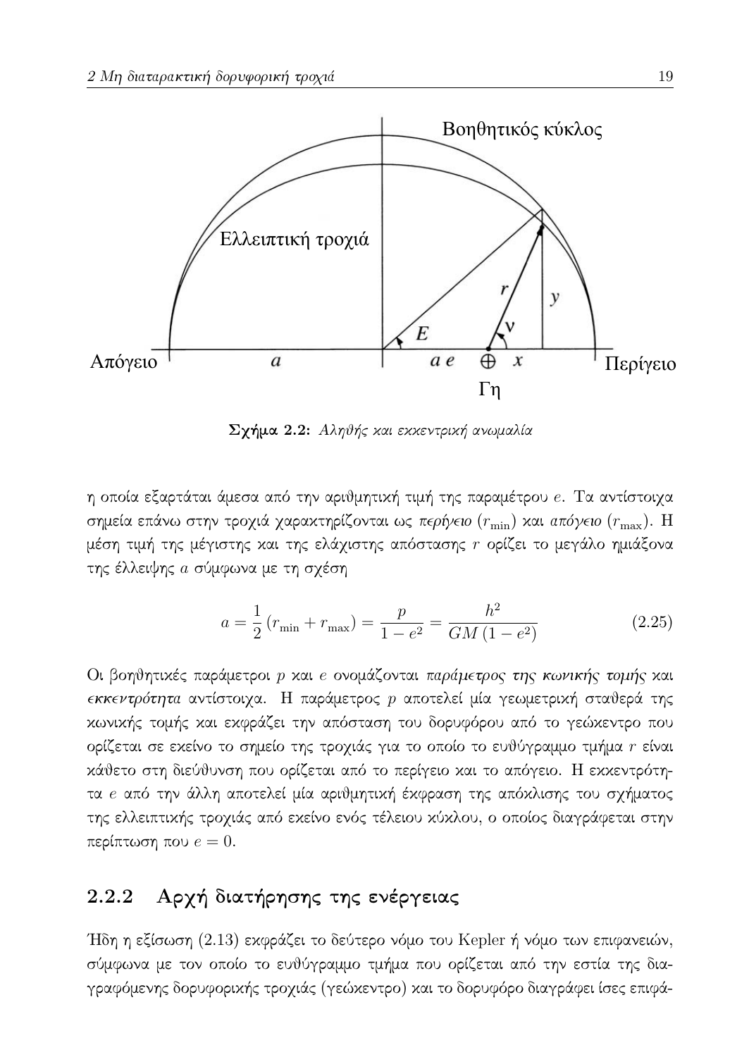**Σχήμα 2.2:** *Αληθής και εκκεντρική ανωμαλία*

η οποία εξαρτάται άμεσα από την αριθμητική τιμή της παραμέτρου $e$. Τα αντίστοιχα σημεία επάνω στην τροχιά χαρακτηρίζονται ως *περίγειο* ($r_{\min}$) και *απόγειο* ($r_{\max}$). Η μέση τιμή της μέγιστης και της ελάχιστης απόστασης $r$ ορίζει το μεγάλο ημιάξονα της έλλειψης $a$ σύμφωνα με τη σχέση

$$a = \frac{1}{2}\left(r_{\min} + r_{\max}\right) = \frac{p}{1 - e^2} = \frac{h^2}{GM\left(1 - e^2\right)} \tag{2.25}$$

Οι βοηθητικές παράμετροι $p$ και $e$ ονομάζονται *παράμετρος της κωνικής τομής* και *εκκεντρότητα* αντίστοιχα. Η παράμετρος $p$ αποτελεί μία γεωμετρική σταθερά της κωνικής τομής και εκφράζει την απόσταση του δορυφόρου από το γεώκεντρο που ορίζεται σε εκείνο το σημείο της τροχιάς για το οποίο το ευθύγραμμο τμήμα $r$ είναι κάθετο στη διεύθυνση που ορίζεται από το περίγειο και το απόγειο. Η εκκεντρότητα $e$ από την άλλη αποτελεί μία αριθμητική έκφραση της απόκλισης του σχήματος της ελλειπτικής τροχιάς από εκείνο ενός τέλειου κύκλου, ο οποίος διαγράφεται στην περίπτωση που $e = 0$.

### 2.2.2 Αρχή διατήρησης της ενέργειας

Ήδη η εξίσωση (2.13) εκφράζει το δεύτερο νόμο του Kepler ή νόμο των επιφανειών, σύμφωνα με τον οποίο το ευθύγραμμο τμήμα που ορίζεται από την εστία της διαγραφόμενης δορυφορικής τροχιάς (γεώκεντρο) και το δορυφόρο διαγράφει ίσες επιφά-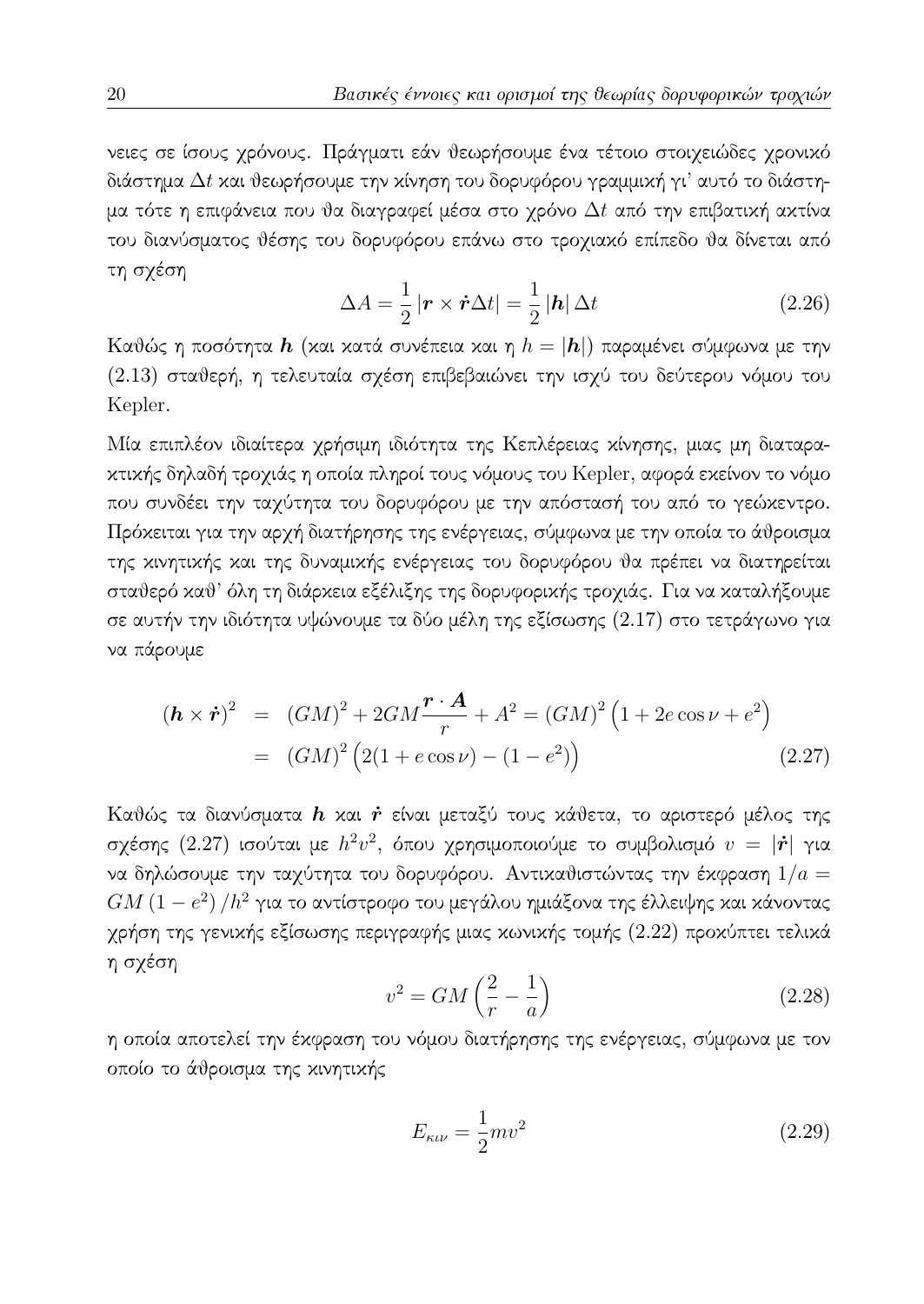νειες σε ίσους χρόνους. Πράγματι εάν θεωρήσουμε ένα τέτοιο στοιχειώδες χρονικό διάστημα $\Delta t$ και θεωρήσουμε την κίνηση του δορυφόρου γραμμική γι' αυτό το διάστημα τότε η επιφάνεια που θα διαγραφεί μέσα στο χρόνο $\Delta t$ από την επιβατική ακτίνα του διανύσματος θέσης του δορυφόρου επάνω στο τροχιακό επίπεδο θα δίνεται από τη σχέση

$$\Delta A = \frac{1}{2}\left|\boldsymbol{r} \times \dot{\boldsymbol{r}}\Delta t\right| = \frac{1}{2}\left|\boldsymbol{h}\right|\Delta t \tag{2.26}$$

Καθώς η ποσότητα $\boldsymbol{h}$ (και κατά συνέπεια και η $h = |\boldsymbol{h}|$) παραμένει σύμφωνα με την (2.13) σταθερή, η τελευταία σχέση επιβεβαιώνει την ισχύ του δεύτερου νόμου του Kepler.

Μία επιπλέον ιδιαίτερα χρήσιμη ιδιότητα της Κεπλέρειας κίνησης, μιας μη διαταρακτικής δηλαδή τροχιάς η οποία πληροί τους νόμους του Kepler, αφορά εκείνον το νόμο που συνδέει την ταχύτητα του δορυφόρου με την απόστασή του από το γεώκεντρο. Πρόκειται για την αρχή διατήρησης της ενέργειας, σύμφωνα με την οποία το άθροισμα της κινητικής και της δυναμικής ενέργειας του δορυφόρου θα πρέπει να διατηρείται σταθερό καθ' όλη τη διάρκεια εξέλιξης της δορυφορικής τροχιάς. Για να καταλήξουμε σε αυτήν την ιδιότητα υψώνουμε τα δύο μέλη της εξίσωσης (2.17) στο τετράγωνο για να πάρουμε

$$\begin{aligned}
\left(\boldsymbol{h} \times \dot{\boldsymbol{r}}\right)^2 &= (GM)^2 + 2GM\frac{\boldsymbol{r}\cdot\boldsymbol{A}}{r} + A^2 = (GM)^2\left(1 + 2e\cos\nu + e^2\right) \\
&= (GM)^2\left(2(1 + e\cos\nu) - (1 - e^2)\right)
\end{aligned} \tag{2.27}$$

Καθώς τα διανύσματα $\boldsymbol{h}$ και $\dot{\boldsymbol{r}}$ είναι μεταξύ τους κάθετα, το αριστερό μέλος της σχέσης (2.27) ισούται με $h^2v^2$, όπου χρησιμοποιούμε το συμβολισμό $v = |\dot{\boldsymbol{r}}|$ για να δηλώσουμε την ταχύτητα του δορυφόρου. Αντικαθιστώντας την έκφραση $1/a = GM\left(1 - e^2\right)/h^2$ για το αντίστροφο του μεγάλου ημιάξονα της έλλειψης και κάνοντας χρήση της γενικής εξίσωσης περιγραφής μιας κωνικής τομής (2.22) προκύπτει τελικά η σχέση

$$v^2 = GM\left(\frac{2}{r} - \frac{1}{a}\right) \tag{2.28}$$

η οποία αποτελεί την έκφραση του νόμου διατήρησης της ενέργειας, σύμφωνα με τον οποίο το άθροισμα της κινητικής

$$E_{\kappa\iota\nu} = \frac{1}{2}mv^2 \tag{2.29}$$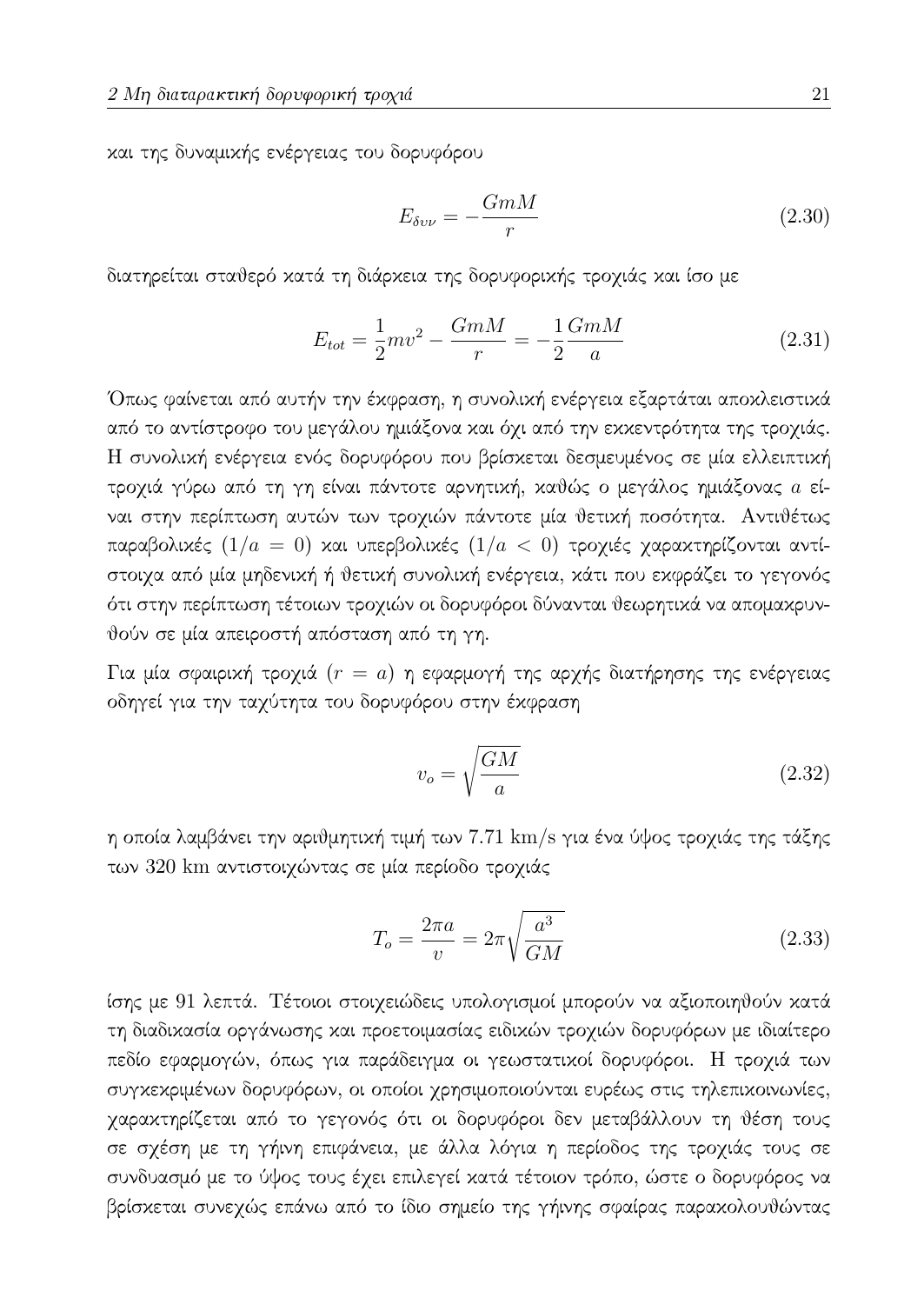και της δυναμικής ενέργειας του δορυφόρου

$$E_{\delta \upsilon \nu} = -\frac{GmM}{r} \tag{2.30}$$

διατηρείται σταθερό κατά τη διάρκεια της δορυφορικής τροχιάς και ίσο με

$$E_{tot} = \frac{1}{2}mv^2 - \frac{GmM}{r} = -\frac{1}{2}\frac{GmM}{a} \tag{2.31}$$

Όπως φαίνεται από αυτήν την έκφραση, η συνολική ενέργεια εξαρτάται αποκλειστικά από το αντίστροφο του μεγάλου ημιάξονα και όχι από την εκκεντρότητα της τροχιάς. Η συνολική ενέργεια ενός δορυφόρου που βρίσκεται δεσμευμένος σε μία ελλειπτική τροχιά γύρω από τη γη είναι πάντοτε αρνητική, καθώς ο μεγάλος ημιάξονας $a$ είναι στην περίπτωση αυτών των τροχιών πάντοτε μία θετική ποσότητα. Αντιθέτως παραβολικές ($1/a = 0$) και υπερβολικές ($1/a < 0$) τροχιές χαρακτηρίζονται αντίστοιχα από μία μηδενική ή θετική συνολική ενέργεια, κάτι που εκφράζει το γεγονός ότι στην περίπτωση τέτοιων τροχιών οι δορυφόροι δύνανται θεωρητικά να απομακρυνθούν σε μία απειροστή απόσταση από τη γη.

Για μία σφαιρική τροχιά ($r = a$) η εφαρμογή της αρχής διατήρησης της ενέργειας οδηγεί για την ταχύτητα του δορυφόρου στην έκφραση

$$v_o = \sqrt{\frac{GM}{a}} \tag{2.32}$$

η οποία λαμβάνει την αριθμητική τιμή των 7.71 km/s για ένα ύψος τροχιάς της τάξης των 320 km αντιστοιχώντας σε μία περίοδο τροχιάς

$$T_o = \frac{2\pi a}{v} = 2\pi\sqrt{\frac{a^3}{GM}} \tag{2.33}$$

ίσης με 91 λεπτά. Τέτοιοι στοιχειώδεις υπολογισμοί μπορούν να αξιοποιηθούν κατά τη διαδικασία οργάνωσης και προετοιμασίας ειδικών τροχιών δορυφόρων με ιδιαίτερο πεδίο εφαρμογών, όπως για παράδειγμα οι γεωστατικοί δορυφόροι. Η τροχιά των συγκεκριμένων δορυφόρων, οι οποίοι χρησιμοποιούνται ευρέως στις τηλεπικοινωνίες, χαρακτηρίζεται από το γεγονός ότι οι δορυφόροι δεν μεταβάλλουν τη θέση τους σε σχέση με τη γήινη επιφάνεια, με άλλα λόγια η περίοδος της τροχιάς τους σε συνδυασμό με το ύψος τους έχει επιλεγεί κατά τέτοιον τρόπο, ώστε ο δορυφόρος να βρίσκεται συνεχώς επάνω από το ίδιο σημείο της γήινης σφαίρας παρακολουθώντας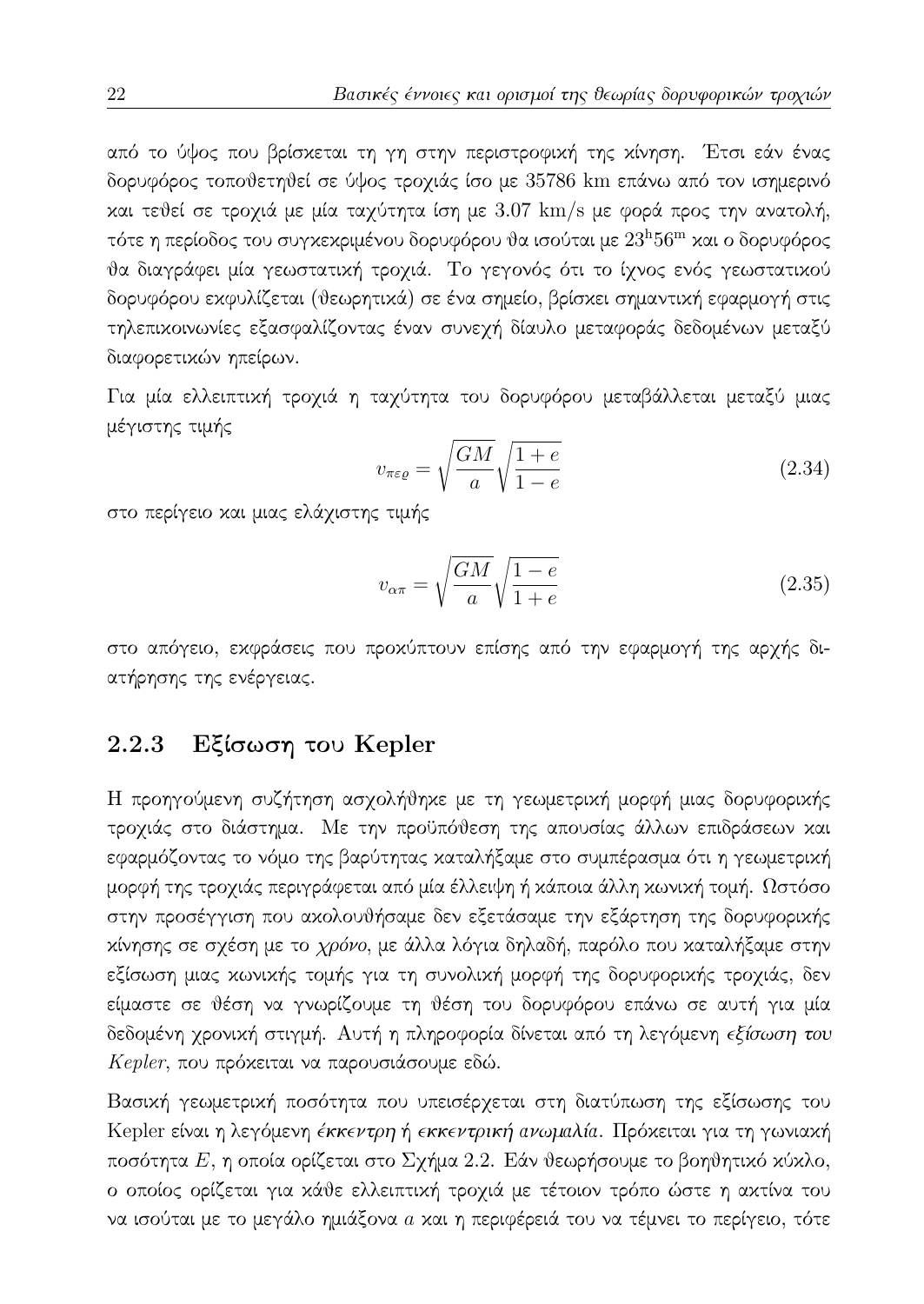από το ύψος που βρίσκεται τη γη στην περιστροφική της κίνηση. Έτσι εάν ένας δορυφόρος τοποθετηθεί σε ύψος τροχιάς ίσο με 35786 km επάνω από τον ισημερινό και τεθεί σε τροχιά με μία ταχύτητα ίση με 3.07 km/s με φορά προς την ανατολή, τότε η περίοδος του συγκεκριμένου δορυφόρου θα ισούται με $23^{\mathrm{h}}56^{\mathrm{m}}$ και ο δορυφόρος θα διαγράφει μία γεωστατική τροχιά. Το γεγονός ότι το ίχνος ενός γεωστατικού δορυφόρου εκφυλίζεται (θεωρητικά) σε ένα σημείο, βρίσκει σημαντική εφαρμογή στις τηλεπικοινωνίες εξασφαλίζοντας έναν συνεχή δίαυλο μεταφοράς δεδομένων μεταξύ διαφορετικών ηπείρων.

Για μία ελλειπτική τροχιά η ταχύτητα του δορυφόρου μεταβάλλεται μεταξύ μιας μέγιστης τιμής

$$v_{\pi\varepsilon\varrho} = \sqrt{\frac{GM}{a}}\sqrt{\frac{1+e}{1-e}} \tag{2.34}$$

στο περίγειο και μιας ελάχιστης τιμής

$$v_{\alpha\pi} = \sqrt{\frac{GM}{a}}\sqrt{\frac{1-e}{1+e}} \tag{2.35}$$

στο απόγειο, εκφράσεις που προκύπτουν επίσης από την εφαρμογή της αρχής διατήρησης της ενέργειας.

### 2.2.3 Εξίσωση του Kepler

Η προηγούμενη συζήτηση ασχολήθηκε με τη γεωμετρική μορφή μιας δορυφορικής τροχιάς στο διάστημα. Με την προϋπόθεση της απουσίας άλλων επιδράσεων και εφαρμόζοντας το νόμο της βαρύτητας καταλήξαμε στο συμπέρασμα ότι η γεωμετρική μορφή της τροχιάς περιγράφεται από μία έλλειψη ή κάποια άλλη κωνική τομή. Ωστόσο στην προσέγγιση που ακολουθήσαμε δεν εξετάσαμε την εξάρτηση της δορυφορικής κίνησης σε σχέση με το *χρόνο*, με άλλα λόγια δηλαδή, παρόλο που καταλήξαμε στην εξίσωση μιας κωνικής τομής για τη συνολική μορφή της δορυφορικής τροχιάς, δεν είμαστε σε θέση να γνωρίζουμε τη θέση του δορυφόρου επάνω σε αυτή για μία δεδομένη χρονική στιγμή. Αυτή η πληροφορία δίνεται από τη λεγόμενη *εξίσωση του Kepler*, που πρόκειται να παρουσιάσουμε εδώ.

Βασική γεωμετρική ποσότητα που υπεισέρχεται στη διατύπωση της εξίσωσης του Kepler είναι η λεγόμενη *έκκεντρη ή εκκεντρική ανωμαλία*. Πρόκειται για τη γωνιακή ποσότητα $E$, η οποία ορίζεται στο Σχήμα 2.2. Εάν θεωρήσουμε το βοηθητικό κύκλο, ο οποίος ορίζεται για κάθε ελλειπτική τροχιά με τέτοιον τρόπο ώστε η ακτίνα του να ισούται με το μεγάλο ημιάξονα $a$ και η περιφέρειά του να τέμνει το περίγειο, τότε